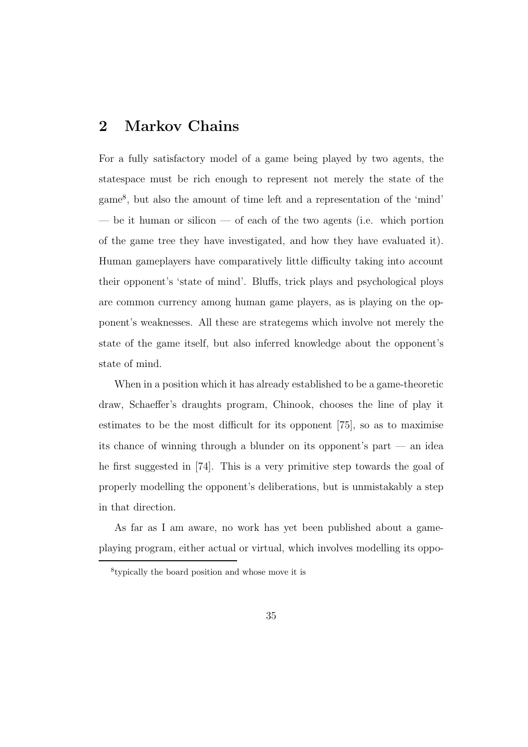## 2 Markov Chains

For a fully satisfactory model of a game being played by two agents, the statespace must be rich enough to represent not merely the state of the game[8], but also the amount of time left and a representation of the 'mind' — be it human or silicon — of each of the two agents (i.e. which portion of the game tree they have investigated, and how they have evaluated it). Human gameplayers have comparatively little difficulty taking into account their opponent's 'state of mind'. Bluffs, trick plays and psychological ploys are common currency among human game players, as is playing on the opponent's weaknesses. All these are strategems which involve not merely the state of the game itself, but also inferred knowledge about the opponent's state of mind.

When in a position which it has already established to be a game-theoretic draw, Schaeffer's draughts program, Chinook, chooses the line of play it estimates to be the most difficult for its opponent [75], so as to maximise its chance of winning through a blunder on its opponent's part — an idea he first suggested in [74]. This is a very primitive step towards the goal of properly modelling the opponent's deliberations, but is unmistakably a step in that direction.

As far as I am aware, no work has yet been published about a game-playing program, either actual or virtual, which involves modelling its oppo-

[8] typically the board position and whose move it is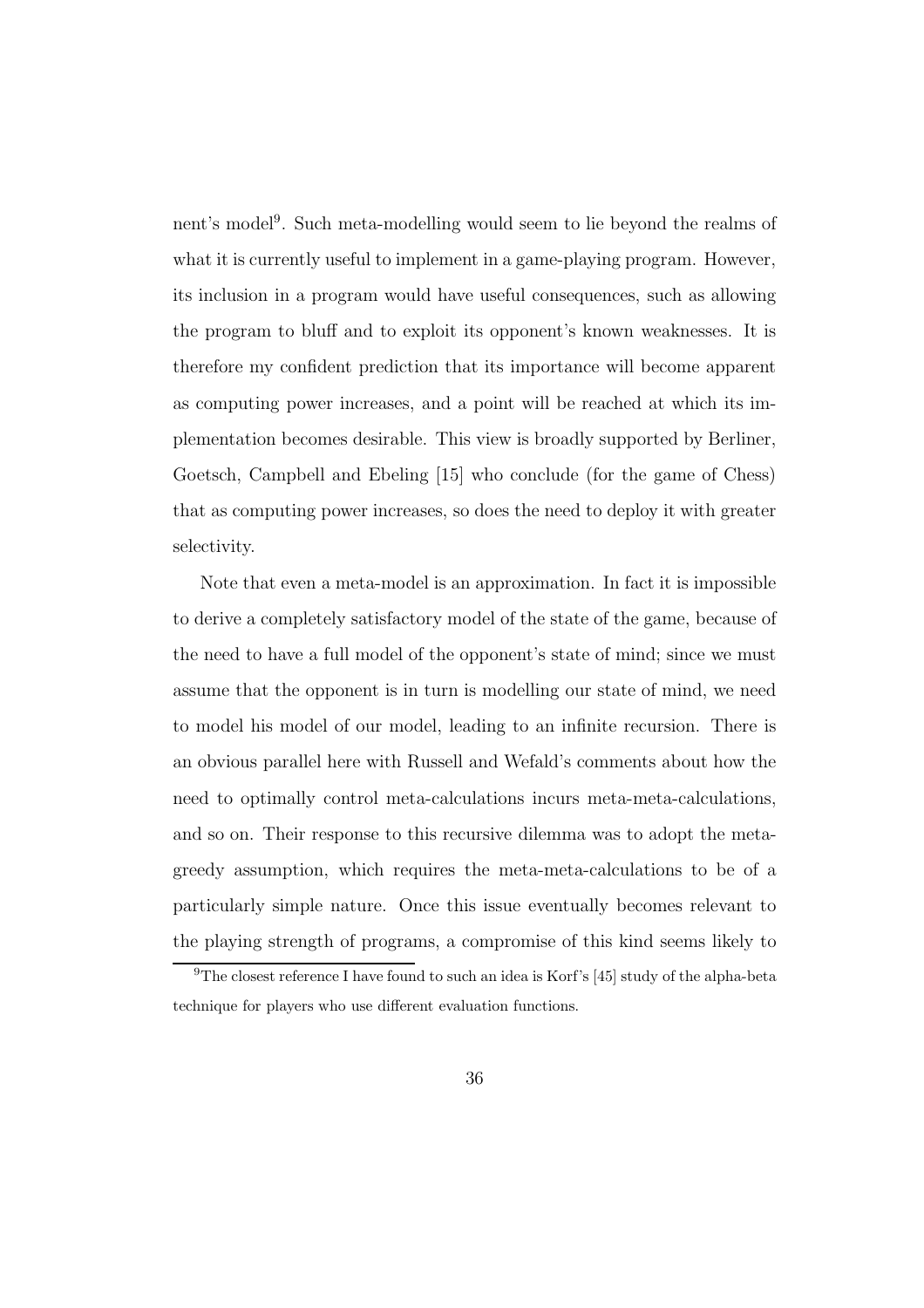nent's model[9]. Such meta-modelling would seem to lie beyond the realms of what it is currently useful to implement in a game-playing program. However, its inclusion in a program would have useful consequences, such as allowing the program to bluff and to exploit its opponent's known weaknesses. It is therefore my confident prediction that its importance will become apparent as computing power increases, and a point will be reached at which its implementation becomes desirable. This view is broadly supported by Berliner, Goetsch, Campbell and Ebeling [15] who conclude (for the game of Chess) that as computing power increases, so does the need to deploy it with greater selectivity.

Note that even a meta-model is an approximation. In fact it is impossible to derive a completely satisfactory model of the state of the game, because of the need to have a full model of the opponent's state of mind; since we must assume that the opponent is in turn is modelling our state of mind, we need to model his model of our model, leading to an infinite recursion. There is an obvious parallel here with Russell and Wefald's comments about how the need to optimally control meta-calculations incurs meta-meta-calculations, and so on. Their response to this recursive dilemma was to adopt the meta-greedy assumption, which requires the meta-meta-calculations to be of a particularly simple nature. Once this issue eventually becomes relevant to the playing strength of programs, a compromise of this kind seems likely to

[9] The closest reference I have found to such an idea is Korf's [45] study of the alpha-beta technique for players who use different evaluation functions.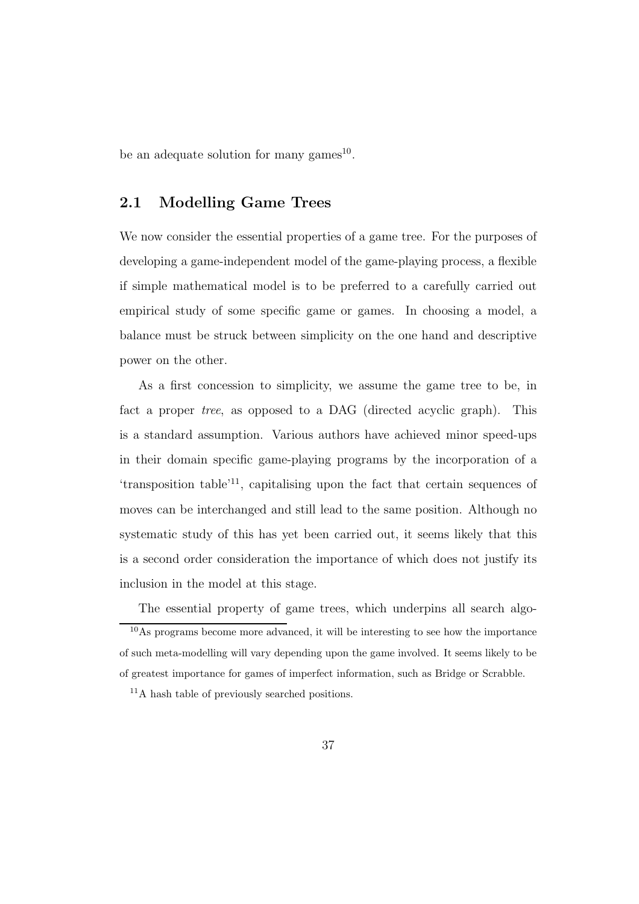be an adequate solution for many games[10].

## 2.1 Modelling Game Trees

We now consider the essential properties of a game tree. For the purposes of developing a game-independent model of the game-playing process, a flexible if simple mathematical model is to be preferred to a carefully carried out empirical study of some specific game or games. In choosing a model, a balance must be struck between simplicity on the one hand and descriptive power on the other.

As a first concession to simplicity, we assume the game tree to be, in fact a proper *tree*, as opposed to a DAG (directed acyclic graph). This is a standard assumption. Various authors have achieved minor speed-ups in their domain specific game-playing programs by the incorporation of a 'transposition table'[11], capitalising upon the fact that certain sequences of moves can be interchanged and still lead to the same position. Although no systematic study of this has yet been carried out, it seems likely that this is a second order consideration the importance of which does not justify its inclusion in the model at this stage.

The essential property of game trees, which underpins all search algo-

[10] As programs become more advanced, it will be interesting to see how the importance of such meta-modelling will vary depending upon the game involved. It seems likely to be of greatest importance for games of imperfect information, such as Bridge or Scrabble.

[11] A hash table of previously searched positions.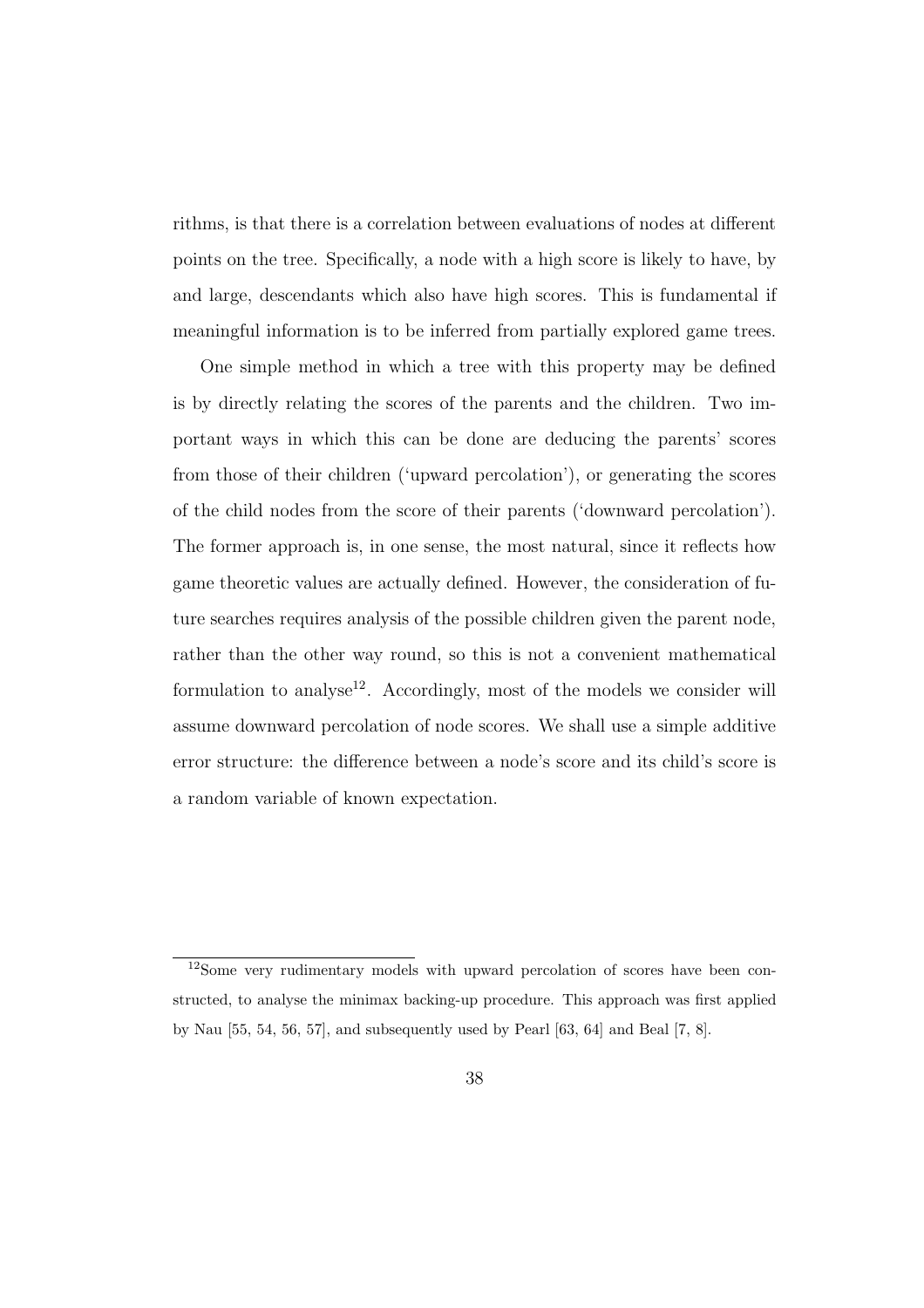rithms, is that there is a correlation between evaluations of nodes at different points on the tree. Specifically, a node with a high score is likely to have, by and large, descendants which also have high scores. This is fundamental if meaningful information is to be inferred from partially explored game trees.

One simple method in which a tree with this property may be defined is by directly relating the scores of the parents and the children. Two important ways in which this can be done are deducing the parents' scores from those of their children ('upward percolation'), or generating the scores of the child nodes from the score of their parents ('downward percolation'). The former approach is, in one sense, the most natural, since it reflects how game theoretic values are actually defined. However, the consideration of future searches requires analysis of the possible children given the parent node, rather than the other way round, so this is not a convenient mathematical formulation to analyse[12]. Accordingly, most of the models we consider will assume downward percolation of node scores. We shall use a simple additive error structure: the difference between a node's score and its child's score is a random variable of known expectation.

---

[12] Some very rudimentary models with upward percolation of scores have been constructed, to analyse the minimax backing-up procedure. This approach was first applied by Nau [55, 54, 56, 57], and subsequently used by Pearl [63, 64] and Beal [7, 8].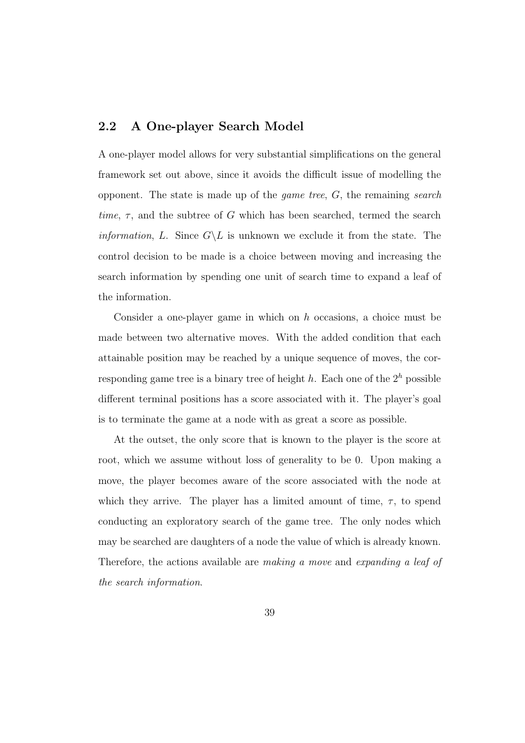## 2.2 A One-player Search Model

A one-player model allows for very substantial simplifications on the general framework set out above, since it avoids the difficult issue of modelling the opponent. The state is made up of the *game tree*, $G$, the remaining *search time*, $\tau$, and the subtree of $G$ which has been searched, termed the search *information*, $L$. Since $G \backslash L$ is unknown we exclude it from the state. The control decision to be made is a choice between moving and increasing the search information by spending one unit of search time to expand a leaf of the information.

Consider a one-player game in which on $h$ occasions, a choice must be made between two alternative moves. With the added condition that each attainable position may be reached by a unique sequence of moves, the corresponding game tree is a binary tree of height $h$. Each one of the $2^h$ possible different terminal positions has a score associated with it. The player's goal is to terminate the game at a node with as great a score as possible.

At the outset, the only score that is known to the player is the score at root, which we assume without loss of generality to be 0. Upon making a move, the player becomes aware of the score associated with the node at which they arrive. The player has a limited amount of time, $\tau$, to spend conducting an exploratory search of the game tree. The only nodes which may be searched are daughters of a node the value of which is already known. Therefore, the actions available are *making a move* and *expanding a leaf of the search information*.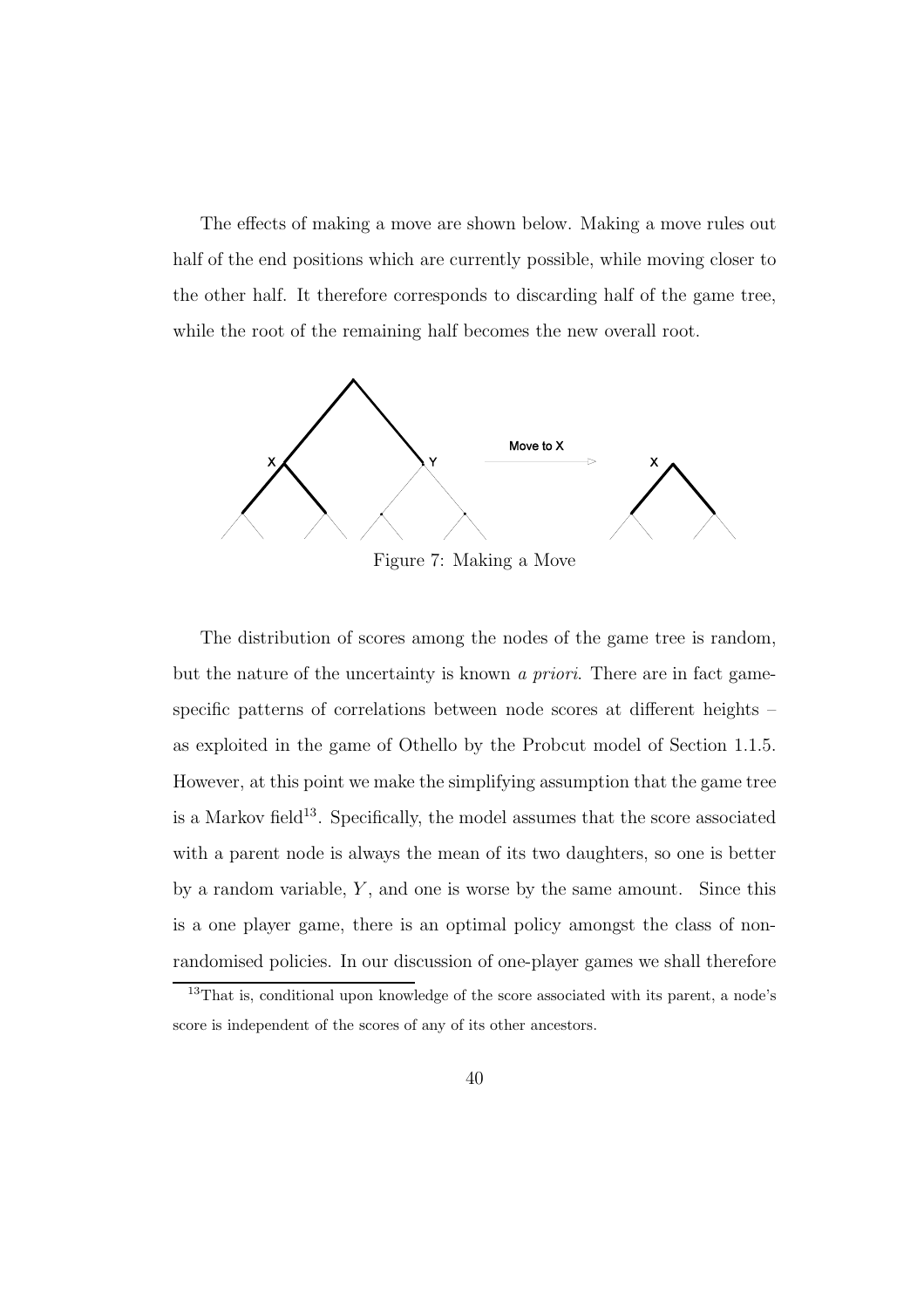The effects of making a move are shown below. Making a move rules out half of the end positions which are currently possible, while moving closer to the other half. It therefore corresponds to discarding half of the game tree, while the root of the remaining half becomes the new overall root.

Figure 7: Making a Move

The distribution of scores among the nodes of the game tree is random, but the nature of the uncertainty is known *a priori*. There are in fact game-specific patterns of correlations between node scores at different heights – as exploited in the game of Othello by the Probcut model of Section 1.1.5. However, at this point we make the simplifying assumption that the game tree is a Markov field[13]. Specifically, the model assumes that the score associated with a parent node is always the mean of its two daughters, so one is better by a random variable, $Y$, and one is worse by the same amount. Since this is a one player game, there is an optimal policy amongst the class of non-randomised policies. In our discussion of one-player games we shall therefore

[13] That is, conditional upon knowledge of the score associated with its parent, a node's score is independent of the scores of any of its other ancestors.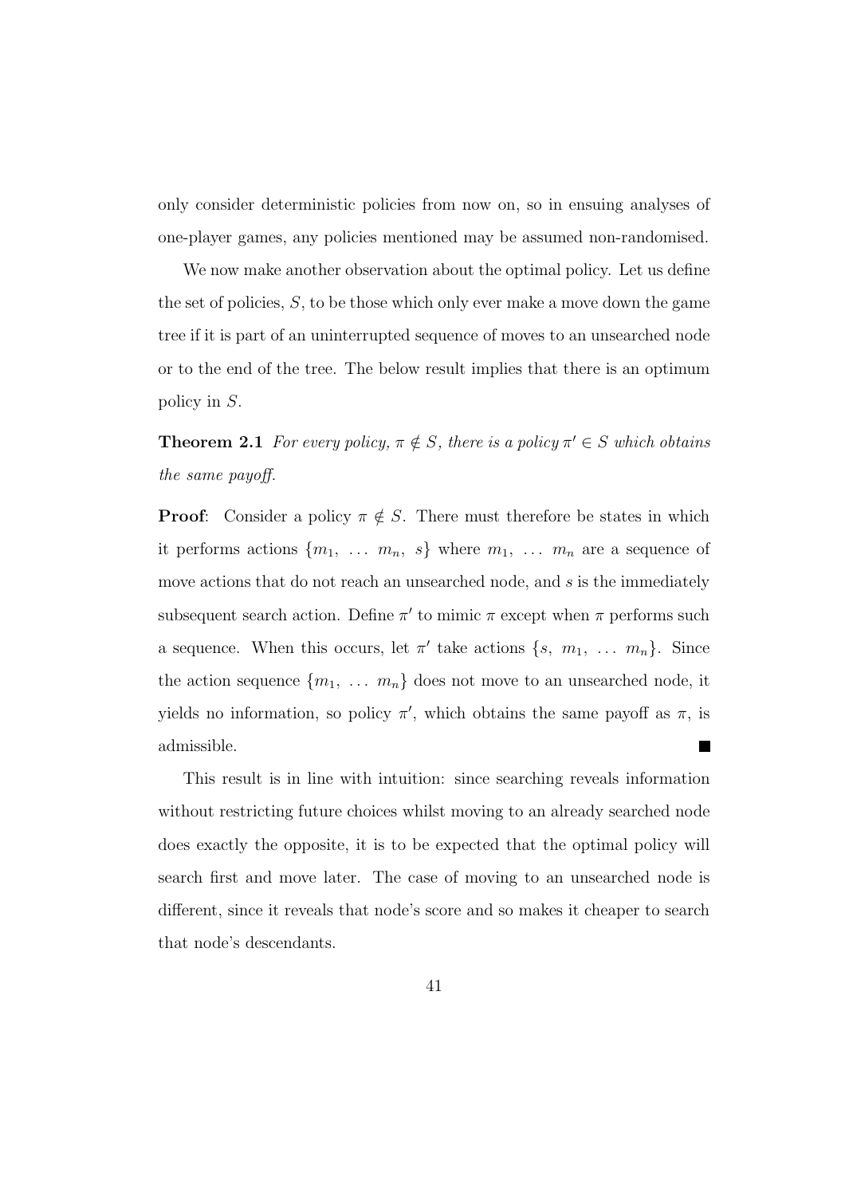only consider deterministic policies from now on, so in ensuing analyses of one-player games, any policies mentioned may be assumed non-randomised.

We now make another observation about the optimal policy. Let us define the set of policies, $S$, to be those which only ever make a move down the game tree if it is part of an uninterrupted sequence of moves to an unsearched node or to the end of the tree. The below result implies that there is an optimum policy in $S$.

**Theorem 2.1** *For every policy, $\pi \notin S$, there is a policy $\pi' \in S$ which obtains the same payoff.*

**Proof**: Consider a policy $\pi \notin S$. There must therefore be states in which it performs actions $\{m_1, \ldots m_n, s\}$ where $m_1, \ldots m_n$ are a sequence of move actions that do not reach an unsearched node, and $s$ is the immediately subsequent search action. Define $\pi'$ to mimic $\pi$ except when $\pi$ performs such a sequence. When this occurs, let $\pi'$ take actions $\{s, m_1, \ldots m_n\}$. Since the action sequence $\{m_1, \ldots m_n\}$ does not move to an unsearched node, it yields no information, so policy $\pi'$, which obtains the same payoff as $\pi$, is admissible. ∎

This result is in line with intuition: since searching reveals information without restricting future choices whilst moving to an already searched node does exactly the opposite, it is to be expected that the optimal policy will search first and move later. The case of moving to an unsearched node is different, since it reveals that node's score and so makes it cheaper to search that node's descendants.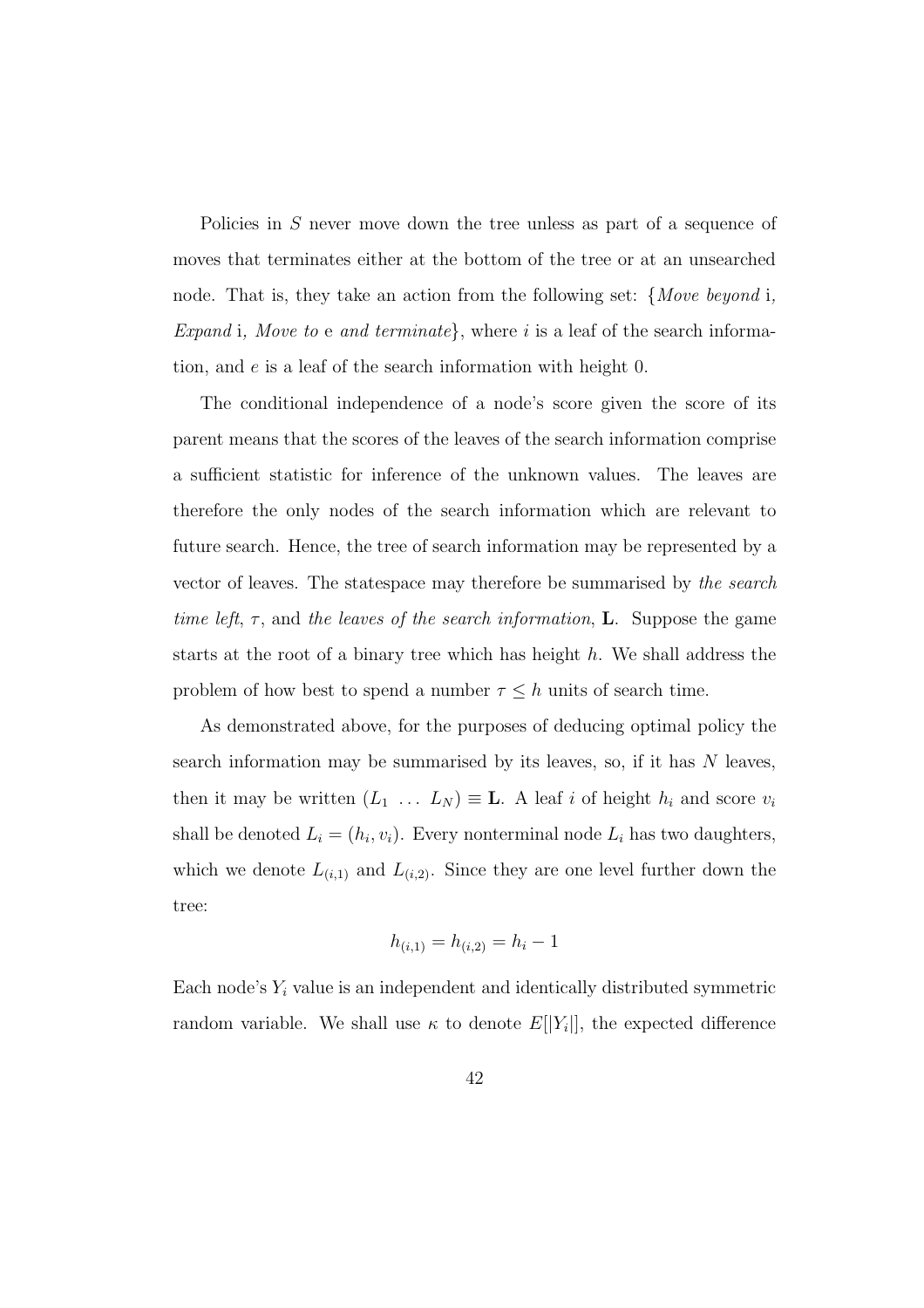Policies in $S$ never move down the tree unless as part of a sequence of moves that terminates either at the bottom of the tree or at an unsearched node. That is, they take an action from the following set: {*Move beyond* i*, Expand* i*, Move to* e *and terminate*}, where $i$ is a leaf of the search information, and $e$ is a leaf of the search information with height 0.

The conditional independence of a node's score given the score of its parent means that the scores of the leaves of the search information comprise a sufficient statistic for inference of the unknown values. The leaves are therefore the only nodes of the search information which are relevant to future search. Hence, the tree of search information may be represented by a vector of leaves. The statespace may therefore be summarised by *the search time left*, $\tau$, and *the leaves of the search information*, $\mathbf{L}$. Suppose the game starts at the root of a binary tree which has height $h$. We shall address the problem of how best to spend a number $\tau \leq h$ units of search time.

As demonstrated above, for the purposes of deducing optimal policy the search information may be summarised by its leaves, so, if it has $N$ leaves, then it may be written $(L_1 \ \ldots \ L_N) \equiv \mathbf{L}$. A leaf $i$ of height $h_i$ and score $v_i$ shall be denoted $L_i = (h_i, v_i)$. Every nonterminal node $L_i$ has two daughters, which we denote $L_{(i,1)}$ and $L_{(i,2)}$. Since they are one level further down the tree:

$$h_{(i,1)} = h_{(i,2)} = h_i - 1$$

Each node's $Y_i$ value is an independent and identically distributed symmetric random variable. We shall use $\kappa$ to denote $E[|Y_i|]$, the expected difference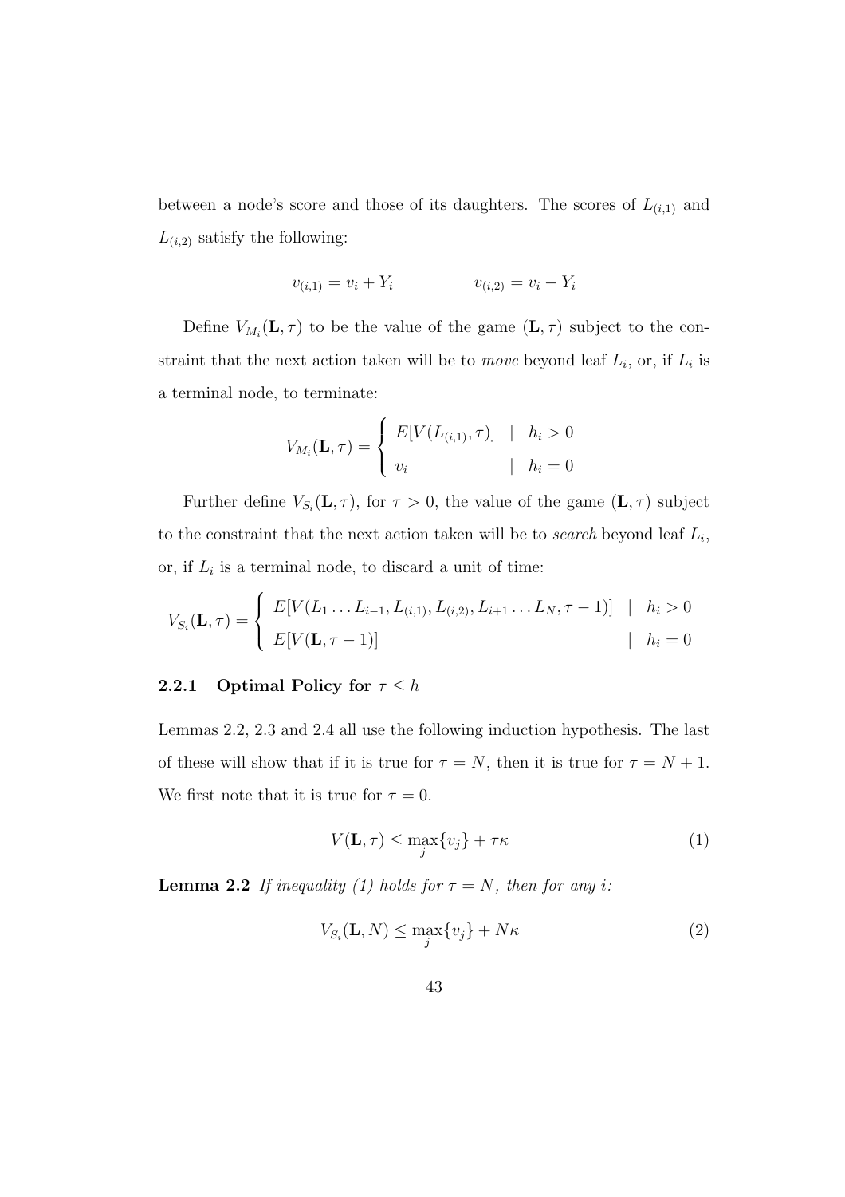between a node's score and those of its daughters. The scores of $L_{(i,1)}$ and $L_{(i,2)}$ satisfy the following:

$$v_{(i,1)} = v_i + Y_i \qquad\qquad v_{(i,2)} = v_i - Y_i$$

Define $V_{M_i}(\mathbf{L}, \tau)$ to be the value of the game $(\mathbf{L}, \tau)$ subject to the constraint that the next action taken will be to *move* beyond leaf $L_i$, or, if $L_i$ is a terminal node, to terminate:

$$V_{M_i}(\mathbf{L}, \tau) = \begin{cases} E[V(L_{(i,1)}, \tau)] & | \quad h_i > 0 \\ v_i & | \quad h_i = 0 \end{cases}$$

Further define $V_{S_i}(\mathbf{L}, \tau)$, for $\tau > 0$, the value of the game $(\mathbf{L}, \tau)$ subject to the constraint that the next action taken will be to *search* beyond leaf $L_i$, or, if $L_i$ is a terminal node, to discard a unit of time:

$$V_{S_i}(\mathbf{L}, \tau) = \begin{cases} E[V(L_1 \dots L_{i-1}, L_{(i,1)}, L_{(i,2)}, L_{i+1} \dots L_N, \tau - 1)] & | \quad h_i > 0 \\ E[V(\mathbf{L}, \tau - 1)] & | \quad h_i = 0 \end{cases}$$

### 2.2.1 Optimal Policy for $\tau \leq h$

Lemmas 2.2, 2.3 and 2.4 all use the following induction hypothesis. The last of these will show that if it is true for $\tau = N$, then it is true for $\tau = N + 1$. We first note that it is true for $\tau = 0$.

$$V(\mathbf{L}, \tau) \leq \max_j \{v_j\} + \tau\kappa \tag{1}$$

**Lemma 2.2** *If inequality (1) holds for $\tau = N$, then for any $i$:*

$$V_{S_i}(\mathbf{L}, N) \leq \max_j \{v_j\} + N\kappa \tag{2}$$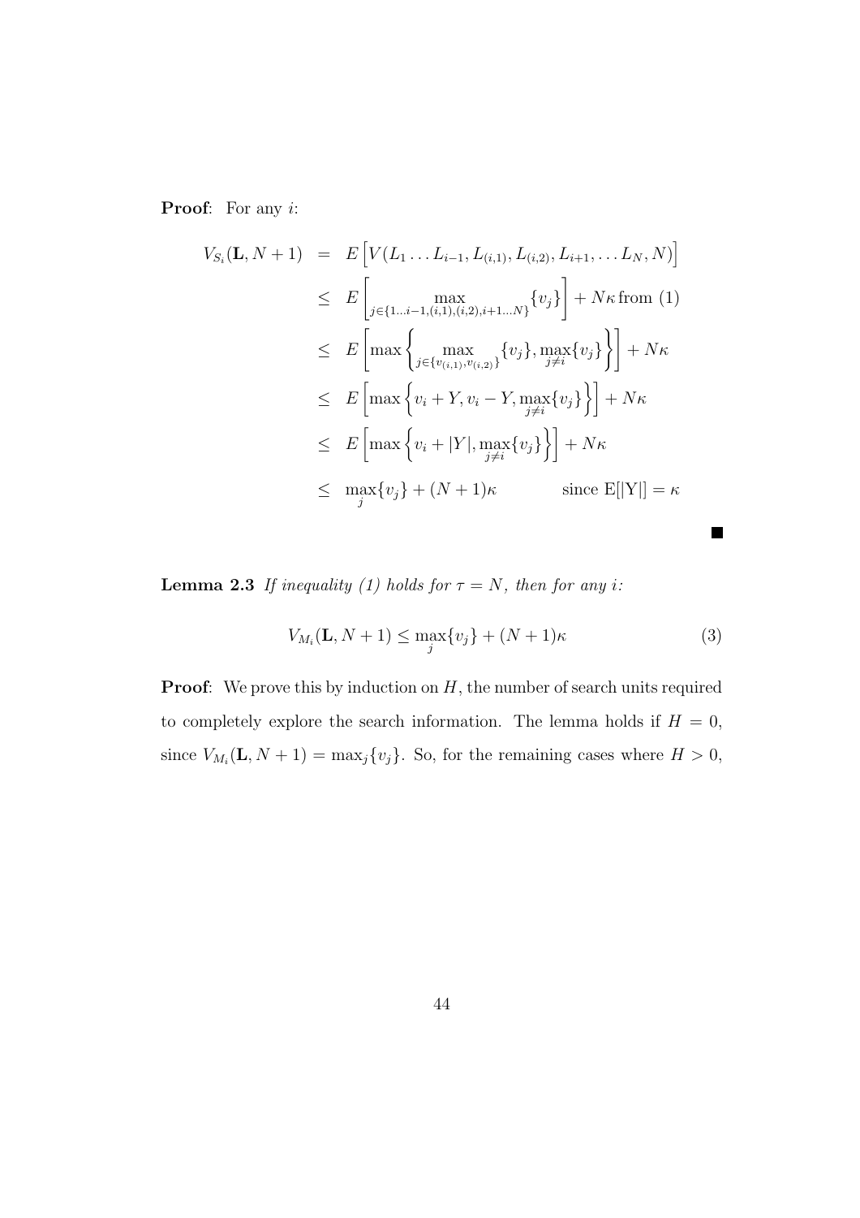**Proof**: For any $i$:

$$
\begin{aligned}
V_{S_i}(\mathbf{L}, N+1) &= E\left[V(L_1 \dots L_{i-1}, L_{(i,1)}, L_{(i,2)}, L_{i+1}, \dots L_N, N)\right] \\
&\leq E\left[\max_{j \in \{1 \dots i-1, (i,1), (i,2), i+1 \dots N\}} \{v_j\}\right] + N\kappa \text{ from (1)} \\
&\leq E\left[\max\left\{\max_{j \in \{v_{(i,1)}, v_{(i,2)}\}} \{v_j\}, \max_{j \neq i}\{v_j\}\right\}\right] + N\kappa \\
&\leq E\left[\max\left\{v_i + Y, v_i - Y, \max_{j \neq i}\{v_j\}\right\}\right] + N\kappa \\
&\leq E\left[\max\left\{v_i + |Y|, \max_{j \neq i}\{v_j\}\right\}\right] + N\kappa \\
&\leq \max_j\{v_j\} + (N+1)\kappa \qquad \text{since } \mathrm{E}[|\mathrm{Y}|] = \kappa
\end{aligned}
$$

■

**Lemma 2.3** *If inequality (1) holds for $\tau = N$, then for any $i$:*

$$
V_{M_i}(\mathbf{L}, N+1) \leq \max_j\{v_j\} + (N+1)\kappa \tag{3}
$$

**Proof**: We prove this by induction on $H$, the number of search units required to completely explore the search information. The lemma holds if $H = 0$, since $V_{M_i}(\mathbf{L}, N+1) = \max_j\{v_j\}$. So, for the remaining cases where $H > 0$,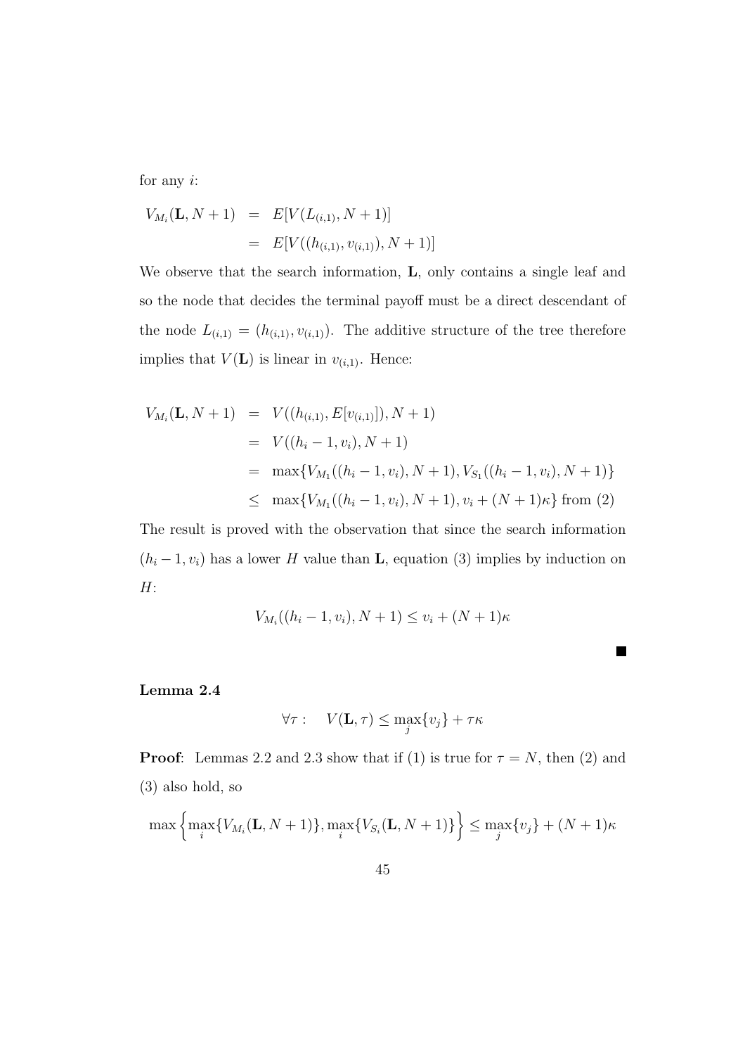for any $i$:

$$
\begin{aligned}
V_{M_i}(\mathbf{L}, N+1) &= E[V(L_{(i,1)}, N+1)] \\
&= E[V((h_{(i,1)}, v_{(i,1)}), N+1)]
\end{aligned}
$$

We observe that the search information, $\mathbf{L}$, only contains a single leaf and so the node that decides the terminal payoff must be a direct descendant of the node $L_{(i,1)} = (h_{(i,1)}, v_{(i,1)})$. The additive structure of the tree therefore implies that $V(\mathbf{L})$ is linear in $v_{(i,1)}$. Hence:

$$
\begin{aligned}
V_{M_i}(\mathbf{L}, N+1) &= V((h_{(i,1)}, E[v_{(i,1)}]), N+1) \\
&= V((h_i - 1, v_i), N+1) \\
&= \max\{V_{M_1}((h_i - 1, v_i), N+1), V_{S_1}((h_i - 1, v_i), N+1)\} \\
&\leq \max\{V_{M_1}((h_i - 1, v_i), N+1), v_i + (N+1)\kappa\} \text{ from (2)}
\end{aligned}
$$

The result is proved with the observation that since the search information $(h_i - 1, v_i)$ has a lower $H$ value than $\mathbf{L}$, equation (3) implies by induction on $H$:

$$
V_{M_i}((h_i - 1, v_i), N+1) \leq v_i + (N+1)\kappa
$$

■

**Lemma 2.4**

$$
\forall \tau : \quad V(\mathbf{L}, \tau) \leq \max_j\{v_j\} + \tau\kappa
$$

**Proof**: Lemmas 2.2 and 2.3 show that if (1) is true for $\tau = N$, then (2) and (3) also hold, so

$$
\max\left\{\max_i\{V_{M_i}(\mathbf{L}, N+1)\}, \max_i\{V_{S_i}(\mathbf{L}, N+1)\}\right\} \leq \max_j\{v_j\} + (N+1)\kappa
$$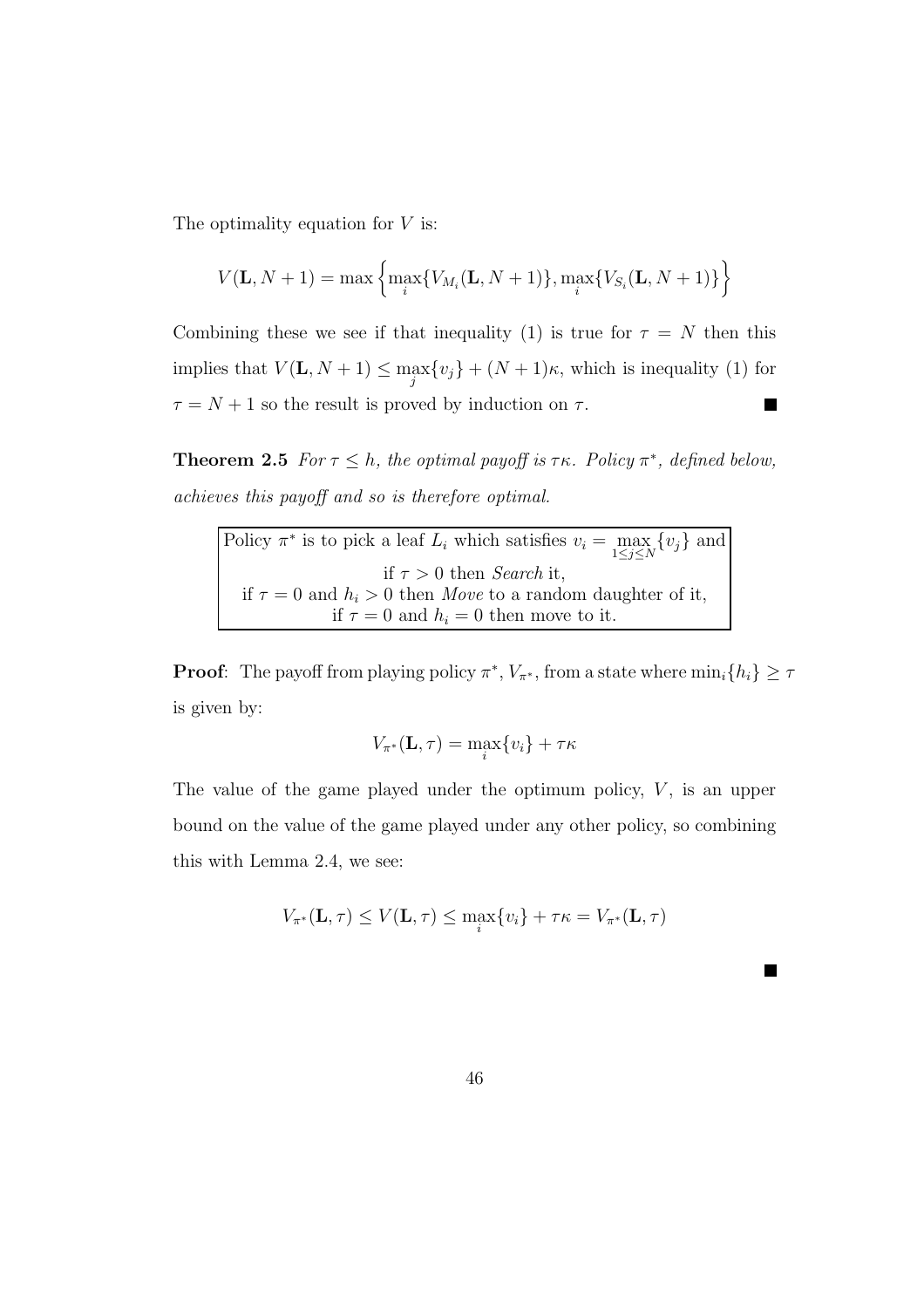The optimality equation for $V$ is:

$$V(\mathbf{L}, N+1) = \max\left\{\max_i\{V_{M_i}(\mathbf{L}, N+1)\}, \max_i\{V_{S_i}(\mathbf{L}, N+1)\}\right\}$$

Combining these we see if that inequality (1) is true for $\tau = N$ then this implies that $V(\mathbf{L}, N+1) \leq \max_j\{v_j\} + (N+1)\kappa$, which is inequality (1) for $\tau = N+1$ so the result is proved by induction on $\tau$. ■

**Theorem 2.5** *For $\tau \leq h$, the optimal payoff is $\tau\kappa$. Policy $\pi^*$, defined below, achieves this payoff and so is therefore optimal.*

> Policy $\pi^*$ is to pick a leaf $L_i$ which satisfies $v_i = \max_{1\leq j\leq N}\{v_j\}$ and
> if $\tau > 0$ then *Search* it,
> if $\tau = 0$ and $h_i > 0$ then *Move* to a random daughter of it,
> if $\tau = 0$ and $h_i = 0$ then move to it.

**Proof**: The payoff from playing policy $\pi^*$, $V_{\pi^*}$, from a state where $\min_i\{h_i\} \geq \tau$ is given by:

$$V_{\pi^*}(\mathbf{L}, \tau) = \max_i\{v_i\} + \tau\kappa$$

The value of the game played under the optimum policy, $V$, is an upper bound on the value of the game played under any other policy, so combining this with Lemma 2.4, we see:

$$V_{\pi^*}(\mathbf{L}, \tau) \leq V(\mathbf{L}, \tau) \leq \max_i\{v_i\} + \tau\kappa = V_{\pi^*}(\mathbf{L}, \tau)$$

■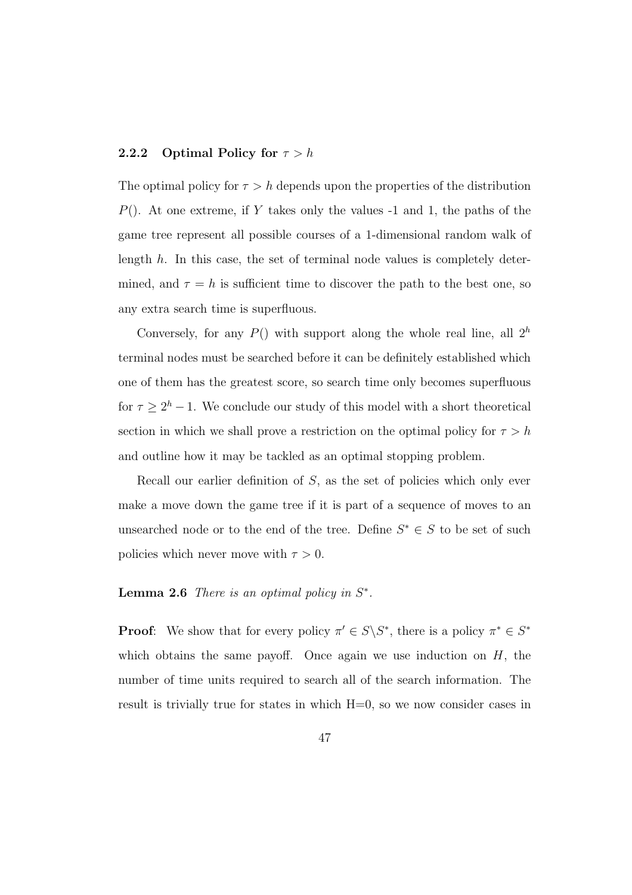### 2.2.2 Optimal Policy for $\tau > h$

The optimal policy for $\tau > h$ depends upon the properties of the distribution $P()$. At one extreme, if $Y$ takes only the values -1 and 1, the paths of the game tree represent all possible courses of a 1-dimensional random walk of length $h$. In this case, the set of terminal node values is completely determined, and $\tau = h$ is sufficient time to discover the path to the best one, so any extra search time is superfluous.

Conversely, for any $P()$ with support along the whole real line, all $2^h$ terminal nodes must be searched before it can be definitely established which one of them has the greatest score, so search time only becomes superfluous for $\tau \geq 2^h - 1$. We conclude our study of this model with a short theoretical section in which we shall prove a restriction on the optimal policy for $\tau > h$ and outline how it may be tackled as an optimal stopping problem.

Recall our earlier definition of $S$, as the set of policies which only ever make a move down the game tree if it is part of a sequence of moves to an unsearched node or to the end of the tree. Define $S^* \in S$ to be set of such policies which never move with $\tau > 0$.

**Lemma 2.6** *There is an optimal policy in* $S^*$.

**Proof**: We show that for every policy $\pi' \in S \backslash S^*$, there is a policy $\pi^* \in S^*$ which obtains the same payoff. Once again we use induction on $H$, the number of time units required to search all of the search information. The result is trivially true for states in which H=0, so we now consider cases in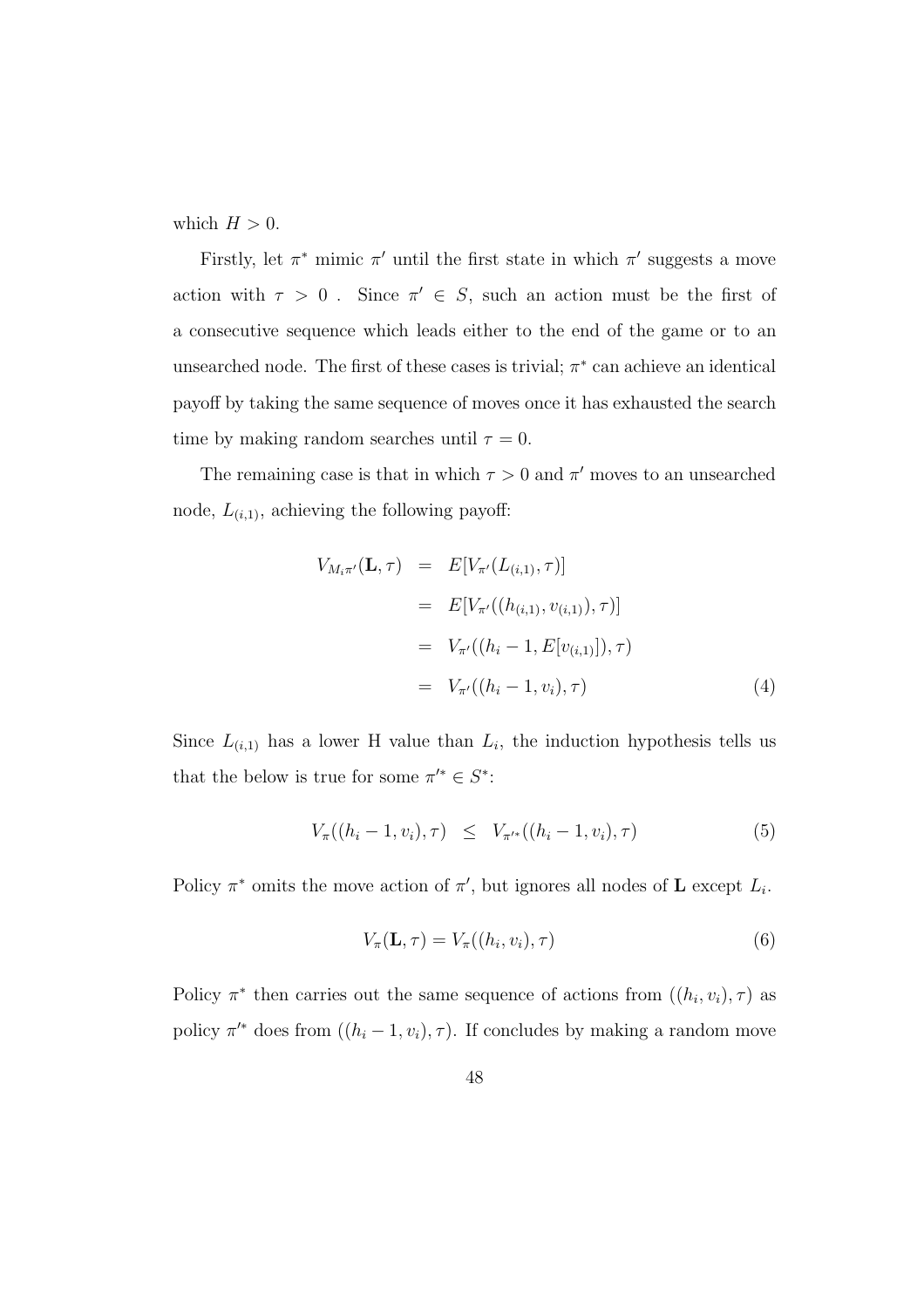which $H > 0$.

Firstly, let $\pi^*$ mimic $\pi'$ until the first state in which $\pi'$ suggests a move action with $\tau > 0$ . Since $\pi' \in S$, such an action must be the first of a consecutive sequence which leads either to the end of the game or to an unsearched node. The first of these cases is trivial; $\pi^*$ can achieve an identical payoff by taking the same sequence of moves once it has exhausted the search time by making random searches until $\tau = 0$.

The remaining case is that in which $\tau > 0$ and $\pi'$ moves to an unsearched node, $L_{(i,1)}$, achieving the following payoff:

$$
\begin{aligned}
V_{M_i\pi'}(\mathbf{L}, \tau) &= E[V_{\pi'}(L_{(i,1)}, \tau)] \\
&= E[V_{\pi'}((h_{(i,1)}, v_{(i,1)}), \tau)] \\
&= V_{\pi'}((h_i - 1, E[v_{(i,1)}]), \tau) \\
&= V_{\pi'}((h_i - 1, v_i), \tau) \qquad (4)
\end{aligned}
$$

Since $L_{(i,1)}$ has a lower H value than $L_i$, the induction hypothesis tells us that the below is true for some $\pi'^* \in S^*$:

$$
V_{\pi}((h_i - 1, v_i), \tau) \leq V_{\pi'^*}((h_i - 1, v_i), \tau) \qquad (5)
$$

Policy $\pi^*$ omits the move action of $\pi'$, but ignores all nodes of $\mathbf{L}$ except $L_i$.

$$
V_{\pi}(\mathbf{L}, \tau) = V_{\pi}((h_i, v_i), \tau) \qquad (6)
$$

Policy $\pi^*$ then carries out the same sequence of actions from $((h_i, v_i), \tau)$ as policy $\pi'^*$ does from $((h_i - 1, v_i), \tau)$. If concludes by making a random move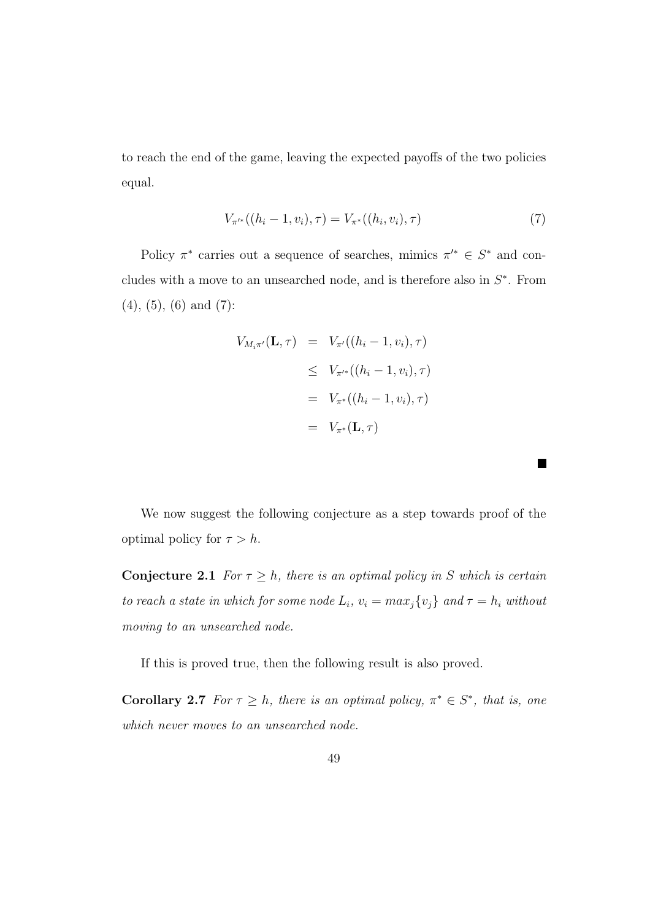to reach the end of the game, leaving the expected payoffs of the two policies equal.

$$V_{\pi'^*}((h_i - 1, v_i), \tau) = V_{\pi^*}((h_i, v_i), \tau) \tag{7}$$

Policy $\pi^*$ carries out a sequence of searches, mimics $\pi'^* \in S^*$ and concludes with a move to an unsearched node, and is therefore also in $S^*$. From (4), (5), (6) and (7):

$$\begin{aligned}
V_{M_i\pi'}(\mathbf{L}, \tau) &= V_{\pi'}((h_i - 1, v_i), \tau) \\
&\leq V_{\pi'^*}((h_i - 1, v_i), \tau) \\
&= V_{\pi^*}((h_i - 1, v_i), \tau) \\
&= V_{\pi^*}(\mathbf{L}, \tau)
\end{aligned}$$

■

We now suggest the following conjecture as a step towards proof of the optimal policy for $\tau > h$.

**Conjecture 2.1** *For $\tau \geq h$, there is an optimal policy in $S$ which is certain to reach a state in which for some node $L_i$, $v_i = max_j\{v_j\}$ and $\tau = h_i$ without moving to an unsearched node.*

If this is proved true, then the following result is also proved.

**Corollary 2.7** *For $\tau \geq h$, there is an optimal policy, $\pi^* \in S^*$, that is, one which never moves to an unsearched node.*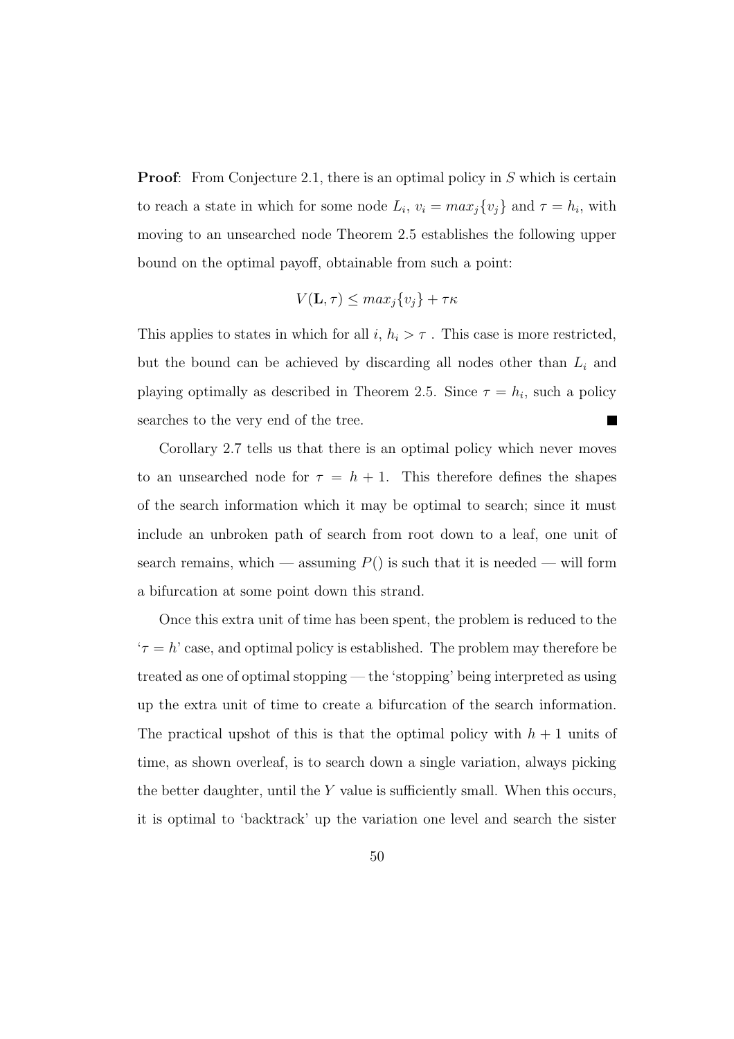**Proof**: From Conjecture 2.1, there is an optimal policy in $S$ which is certain to reach a state in which for some node $L_i$, $v_i = max_j\{v_j\}$ and $\tau = h_i$, with moving to an unsearched node Theorem 2.5 establishes the following upper bound on the optimal payoff, obtainable from such a point:

$$V(\mathbf{L}, \tau) \leq max_j\{v_j\} + \tau\kappa$$

This applies to states in which for all $i$, $h_i > \tau$ . This case is more restricted, but the bound can be achieved by discarding all nodes other than $L_i$ and playing optimally as described in Theorem 2.5. Since $\tau = h_i$, such a policy searches to the very end of the tree. ■

Corollary 2.7 tells us that there is an optimal policy which never moves to an unsearched node for $\tau = h + 1$. This therefore defines the shapes of the search information which it may be optimal to search; since it must include an unbroken path of search from root down to a leaf, one unit of search remains, which — assuming $P()$ is such that it is needed — will form a bifurcation at some point down this strand.

Once this extra unit of time has been spent, the problem is reduced to the '$\tau = h$' case, and optimal policy is established. The problem may therefore be treated as one of optimal stopping — the 'stopping' being interpreted as using up the extra unit of time to create a bifurcation of the search information. The practical upshot of this is that the optimal policy with $h + 1$ units of time, as shown overleaf, is to search down a single variation, always picking the better daughter, until the $Y$ value is sufficiently small. When this occurs, it is optimal to 'backtrack' up the variation one level and search the sister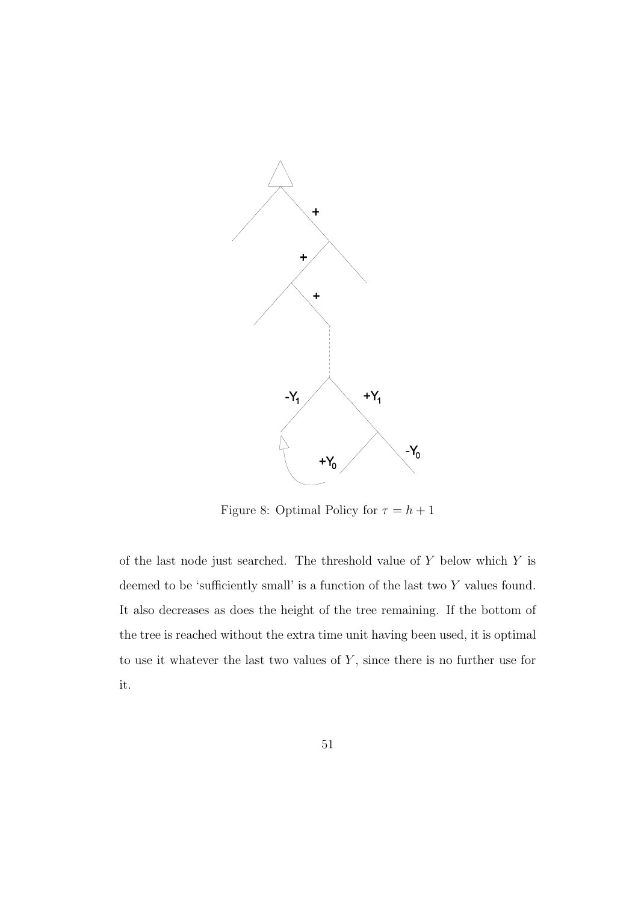Figure 8: Optimal Policy for $\tau = h + 1$

of the last node just searched. The threshold value of $Y$ below which $Y$ is deemed to be 'sufficiently small' is a function of the last two $Y$ values found. It also decreases as does the height of the tree remaining. If the bottom of the tree is reached without the extra time unit having been used, it is optimal to use it whatever the last two values of $Y$, since there is no further use for it.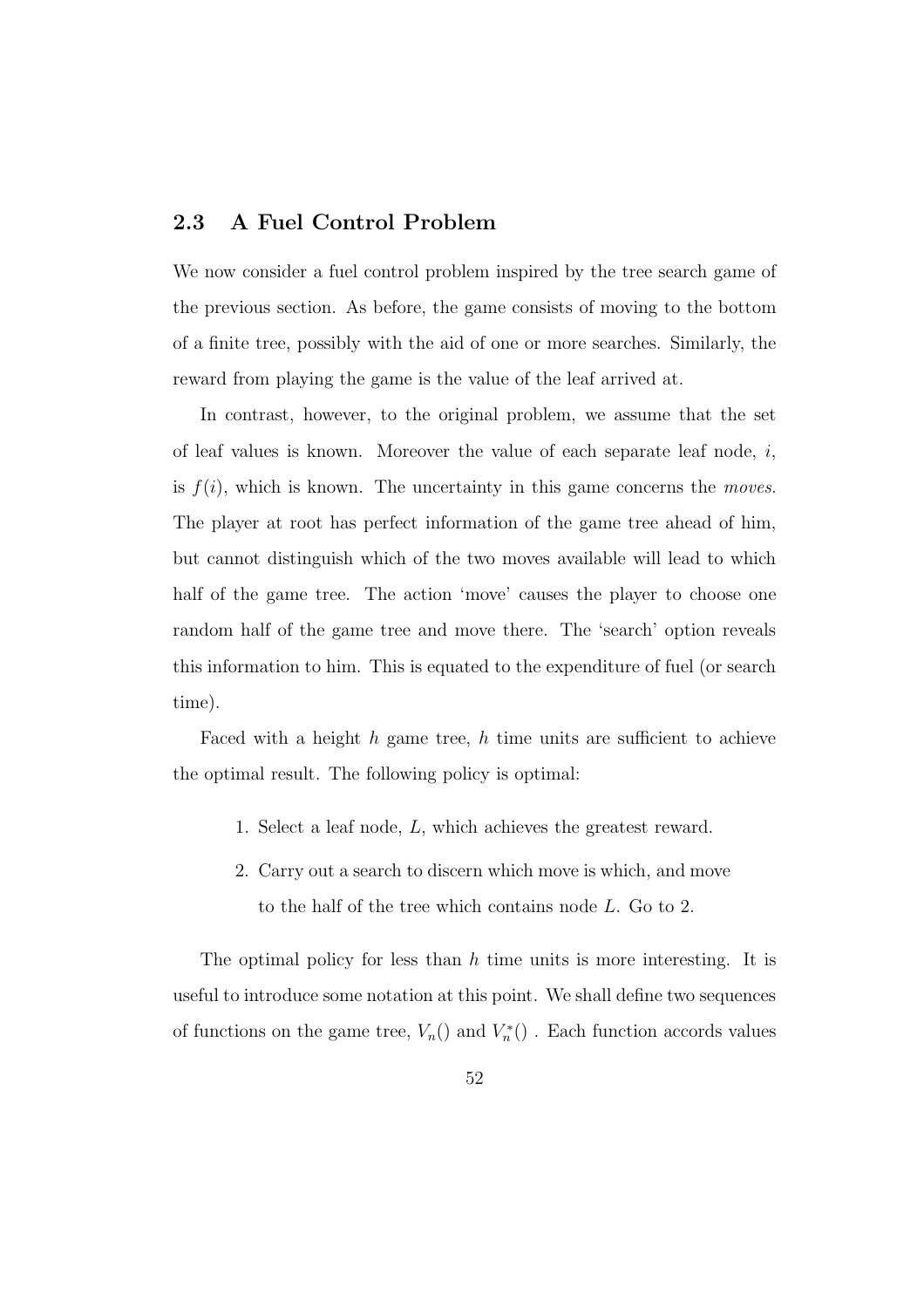## 2.3 A Fuel Control Problem

We now consider a fuel control problem inspired by the tree search game of the previous section. As before, the game consists of moving to the bottom of a finite tree, possibly with the aid of one or more searches. Similarly, the reward from playing the game is the value of the leaf arrived at.

In contrast, however, to the original problem, we assume that the set of leaf values is known. Moreover the value of each separate leaf node, $i$, is $f(i)$, which is known. The uncertainty in this game concerns the *moves*. The player at root has perfect information of the game tree ahead of him, but cannot distinguish which of the two moves available will lead to which half of the game tree. The action 'move' causes the player to choose one random half of the game tree and move there. The 'search' option reveals this information to him. This is equated to the expenditure of fuel (or search time).

Faced with a height $h$ game tree, $h$ time units are sufficient to achieve the optimal result. The following policy is optimal:

1. Select a leaf node, $L$, which achieves the greatest reward.
2. Carry out a search to discern which move is which, and move to the half of the tree which contains node $L$. Go to 2.

The optimal policy for less than $h$ time units is more interesting. It is useful to introduce some notation at this point. We shall define two sequences of functions on the game tree, $V_n()$ and $V_n^*()$ . Each function accords values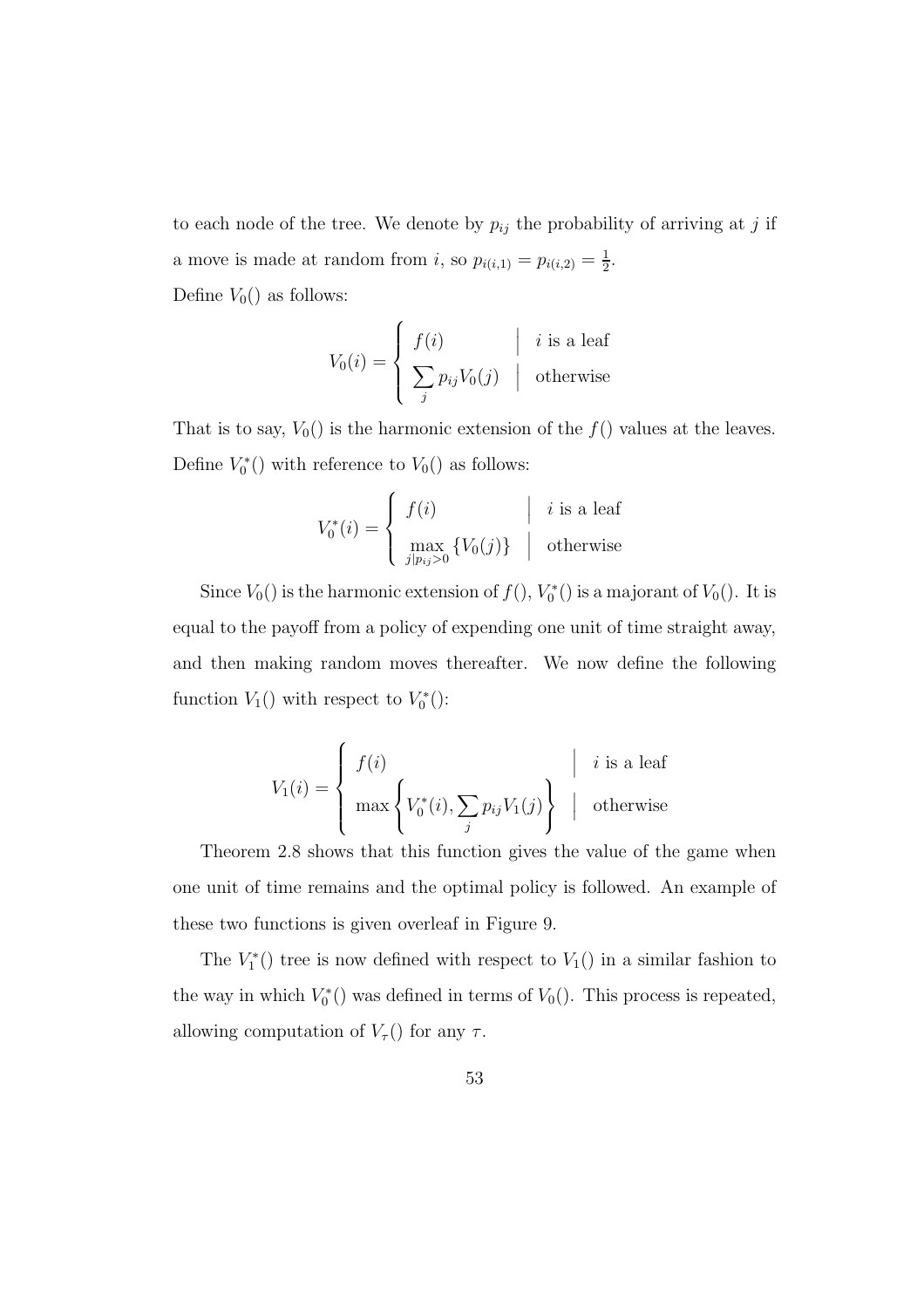to each node of the tree. We denote by $p_{ij}$ the probability of arriving at $j$ if a move is made at random from $i$, so $p_{i(i,1)} = p_{i(i,2)} = \frac{1}{2}$.

Define $V_0()$ as follows:

$$V_0(i) = \begin{cases} f(i) & \mid \ i \text{ is a leaf} \\ \sum_j p_{ij} V_0(j) & \mid \ \text{otherwise} \end{cases}$$

That is to say, $V_0()$ is the harmonic extension of the $f()$ values at the leaves. Define $V_0^*()$ with reference to $V_0()$ as follows:

$$V_0^*(i) = \begin{cases} f(i) & \mid \ i \text{ is a leaf} \\ \max\limits_{j \mid p_{ij} > 0} \{V_0(j)\} & \mid \ \text{otherwise} \end{cases}$$

Since $V_0()$ is the harmonic extension of $f()$, $V_0^*()$ is a majorant of $V_0()$. It is equal to the payoff from a policy of expending one unit of time straight away, and then making random moves thereafter. We now define the following function $V_1()$ with respect to $V_0^*()$:

$$V_1(i) = \begin{cases} f(i) & \mid \ i \text{ is a leaf} \\ \max\left\{V_0^*(i), \sum_j p_{ij} V_1(j)\right\} & \mid \ \text{otherwise} \end{cases}$$

Theorem 2.8 shows that this function gives the value of the game when one unit of time remains and the optimal policy is followed. An example of these two functions is given overleaf in Figure 9.

The $V_1^*()$ tree is now defined with respect to $V_1()$ in a similar fashion to the way in which $V_0^*()$ was defined in terms of $V_0()$. This process is repeated, allowing computation of $V_\tau()$ for any $\tau$.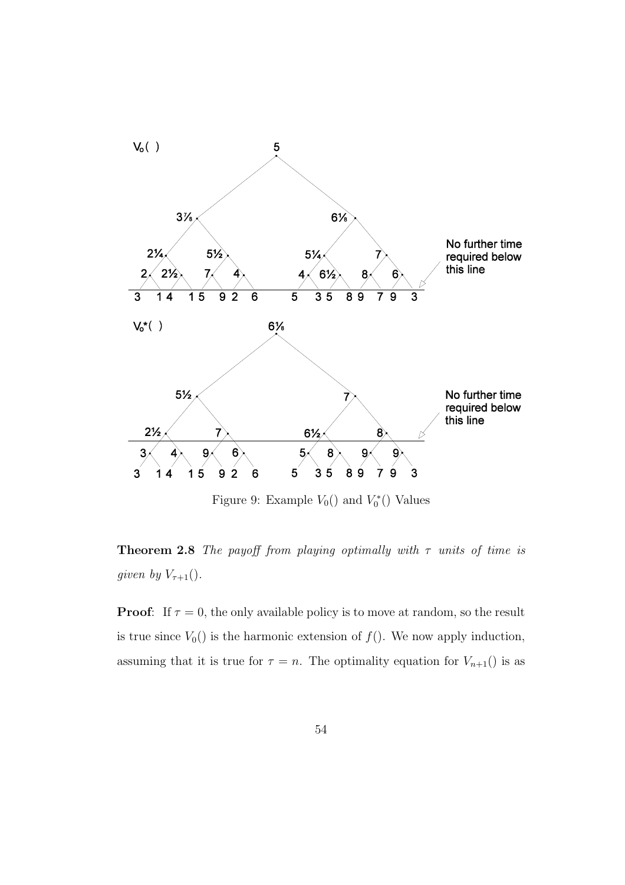Figure 9: Example $V_0()$ and $V_0^*()$ Values

**Theorem 2.8** *The payoff from playing optimally with $\tau$ units of time is given by $V_{\tau+1}()$.*

**Proof**: If $\tau = 0$, the only available policy is to move at random, so the result is true since $V_0()$ is the harmonic extension of $f()$. We now apply induction, assuming that it is true for $\tau = n$. The optimality equation for $V_{n+1}()$ is as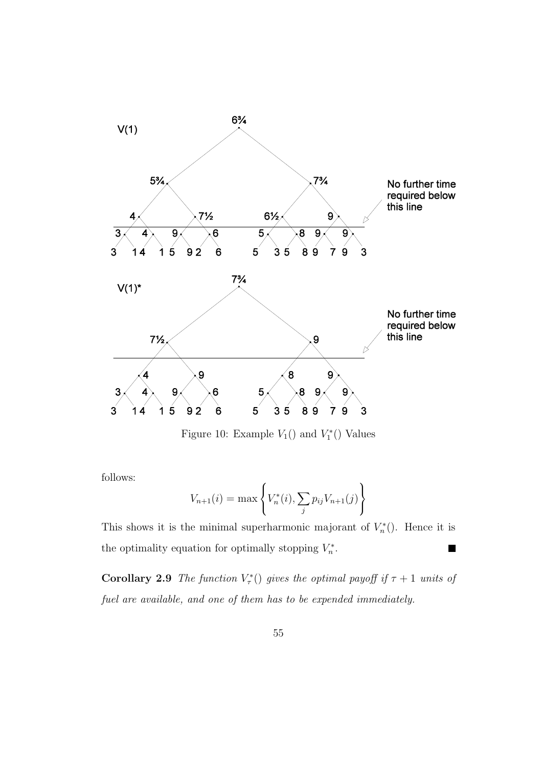Figure 10: Example $V_1()$ and $V_1^*()$ Values

follows:

$$V_{n+1}(i) = \max \left\{ V_n^*(i), \sum_j p_{ij} V_{n+1}(j) \right\}$$

This shows it is the minimal superharmonic majorant of $V_n^*()$. Hence it is the optimality equation for optimally stopping $V_n^*$. ■

**Corollary 2.9** *The function $V_\tau^*()$ gives the optimal payoff if $\tau + 1$ units of fuel are available, and one of them has to be expended immediately.*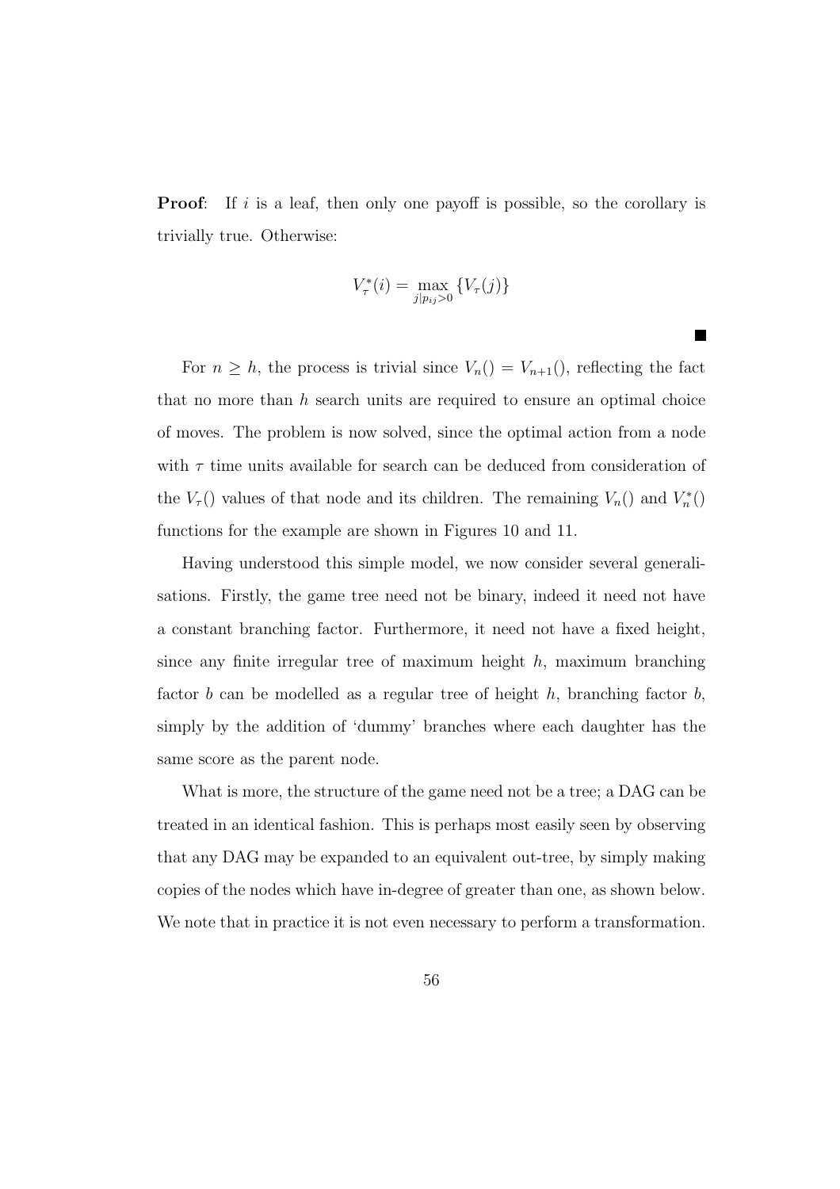**Proof**: If $i$ is a leaf, then only one payoff is possible, so the corollary is trivially true. Otherwise:

$$V_\tau^*(i) = \max_{j|p_{ij}>0} \{V_\tau(j)\}$$

■

For $n \geq h$, the process is trivial since $V_n() = V_{n+1}()$, reflecting the fact that no more than $h$ search units are required to ensure an optimal choice of moves. The problem is now solved, since the optimal action from a node with $\tau$ time units available for search can be deduced from consideration of the $V_\tau()$ values of that node and its children. The remaining $V_n()$ and $V_n^*()$ functions for the example are shown in Figures 10 and 11.

Having understood this simple model, we now consider several generalisations. Firstly, the game tree need not be binary, indeed it need not have a constant branching factor. Furthermore, it need not have a fixed height, since any finite irregular tree of maximum height $h$, maximum branching factor $b$ can be modelled as a regular tree of height $h$, branching factor $b$, simply by the addition of 'dummy' branches where each daughter has the same score as the parent node.

What is more, the structure of the game need not be a tree; a DAG can be treated in an identical fashion. This is perhaps most easily seen by observing that any DAG may be expanded to an equivalent out-tree, by simply making copies of the nodes which have in-degree of greater than one, as shown below. We note that in practice it is not even necessary to perform a transformation.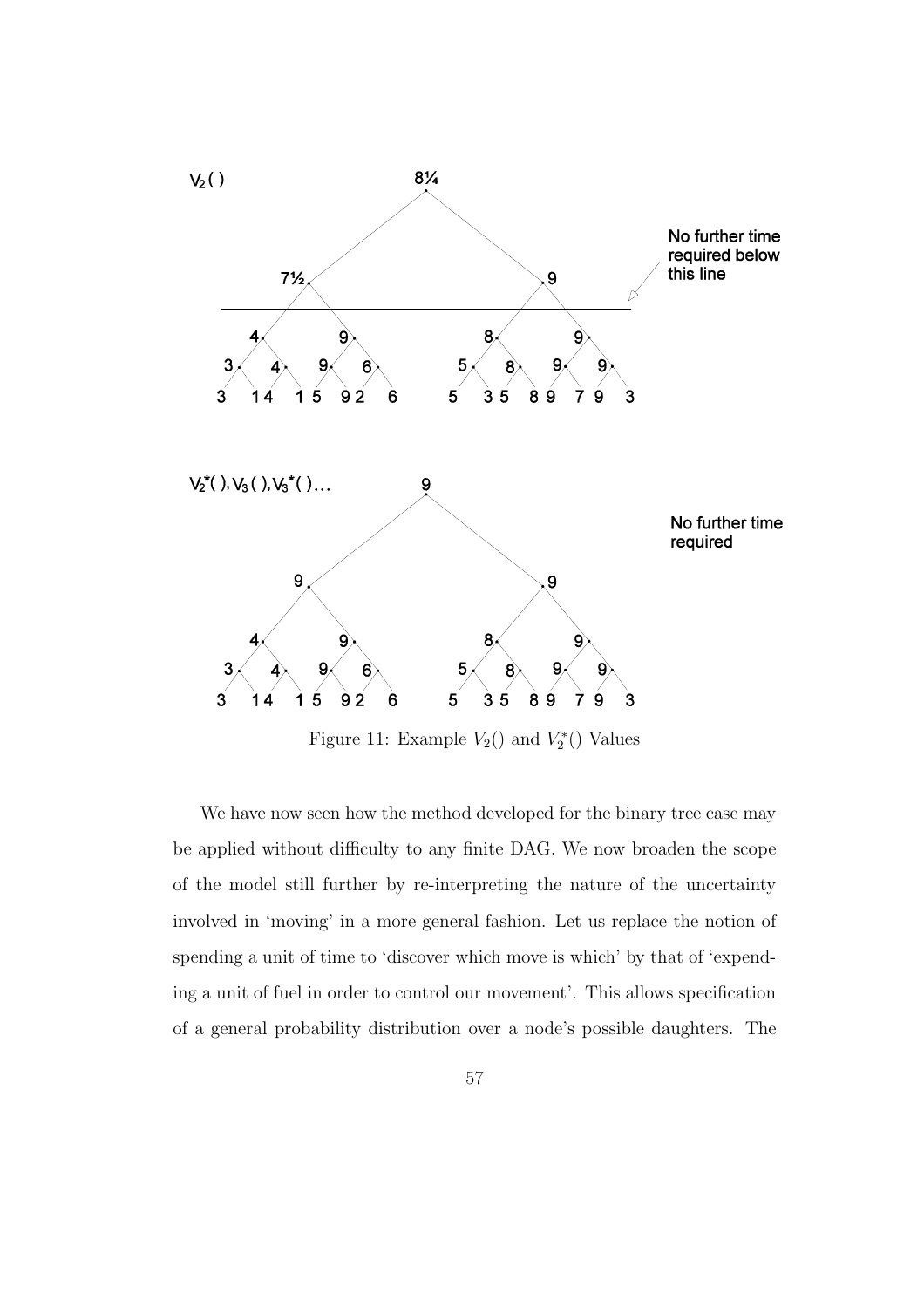Figure 11: Example $V_2()$ and $V_2^*()$ Values

We have now seen how the method developed for the binary tree case may be applied without difficulty to any finite DAG. We now broaden the scope of the model still further by re-interpreting the nature of the uncertainty involved in 'moving' in a more general fashion. Let us replace the notion of spending a unit of time to 'discover which move is which' by that of 'expending a unit of fuel in order to control our movement'. This allows specification of a general probability distribution over a node's possible daughters. The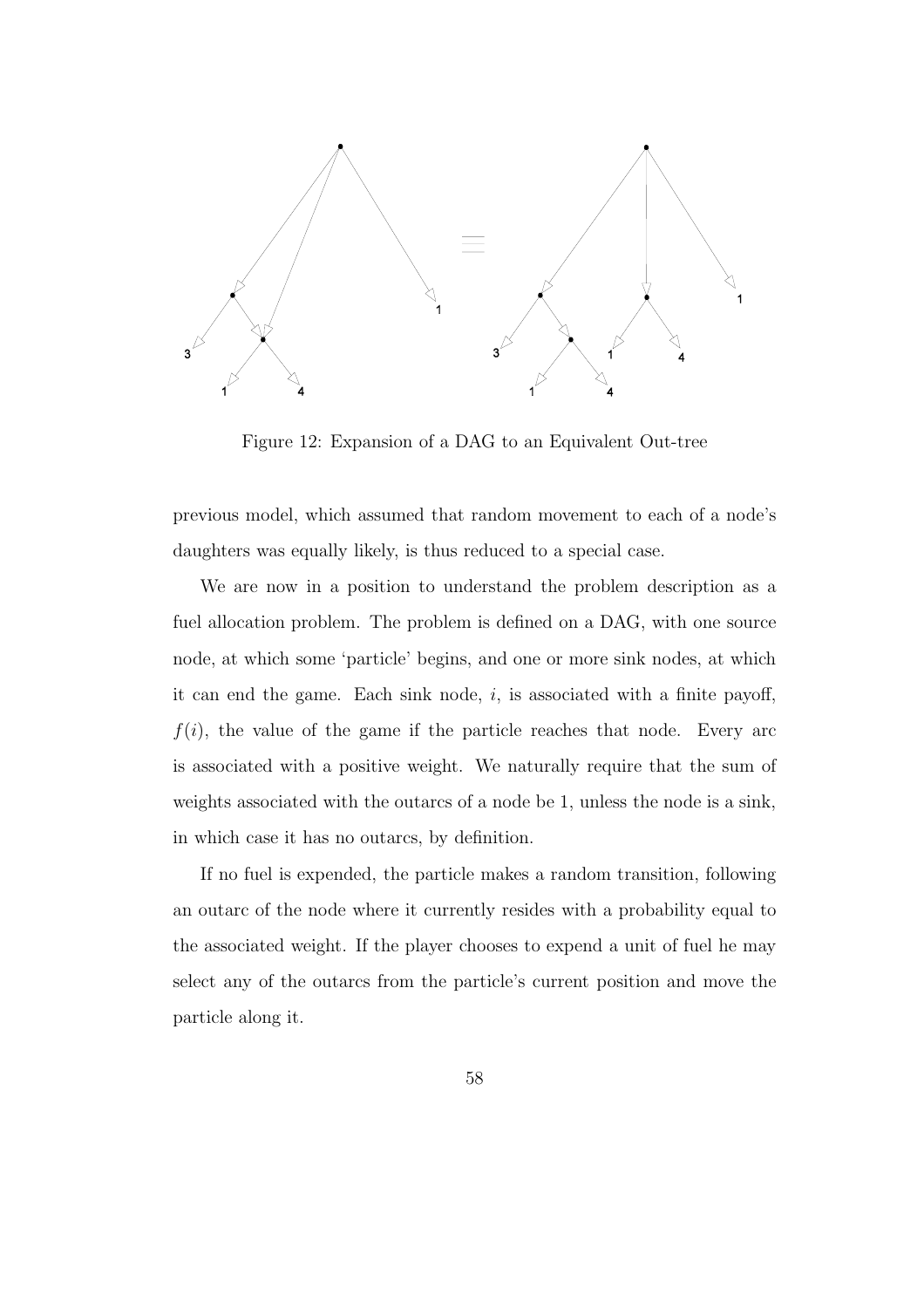Figure 12: Expansion of a DAG to an Equivalent Out-tree

previous model, which assumed that random movement to each of a node's daughters was equally likely, is thus reduced to a special case.

We are now in a position to understand the problem description as a fuel allocation problem. The problem is defined on a DAG, with one source node, at which some 'particle' begins, and one or more sink nodes, at which it can end the game. Each sink node, $i$, is associated with a finite payoff, $f(i)$, the value of the game if the particle reaches that node. Every arc is associated with a positive weight. We naturally require that the sum of weights associated with the outarcs of a node be 1, unless the node is a sink, in which case it has no outarcs, by definition.

If no fuel is expended, the particle makes a random transition, following an outarc of the node where it currently resides with a probability equal to the associated weight. If the player chooses to expend a unit of fuel he may select any of the outarcs from the particle's current position and move the particle along it.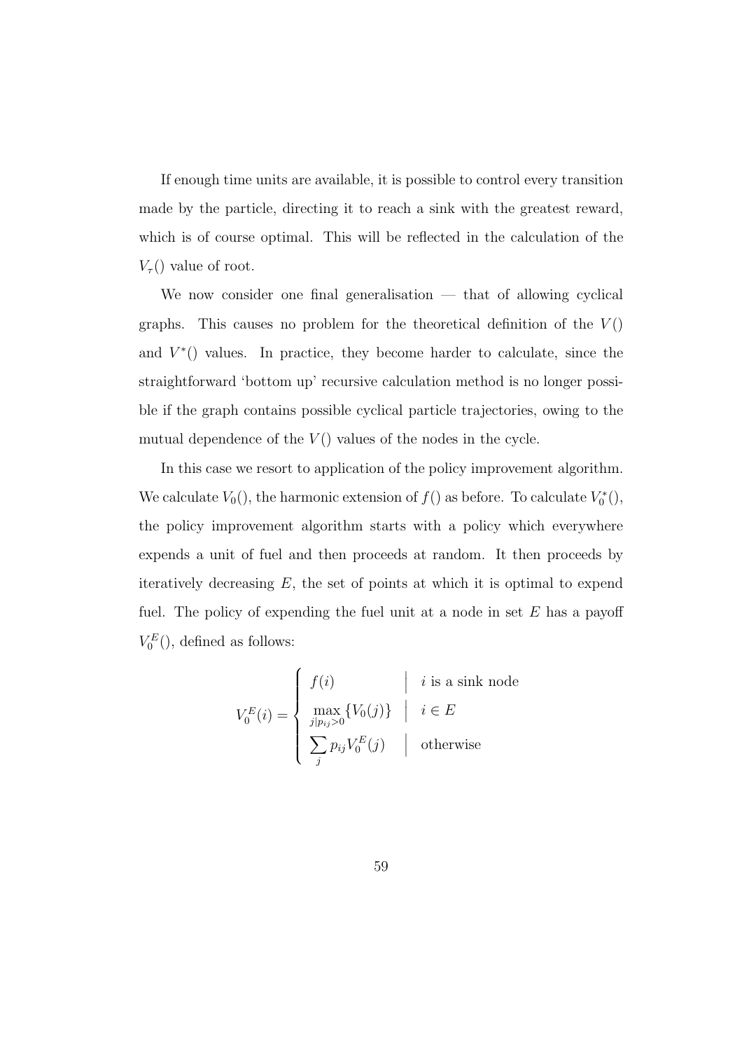If enough time units are available, it is possible to control every transition made by the particle, directing it to reach a sink with the greatest reward, which is of course optimal. This will be reflected in the calculation of the $V_\tau()$ value of root.

We now consider one final generalisation — that of allowing cyclical graphs. This causes no problem for the theoretical definition of the $V()$ and $V^*()$ values. In practice, they become harder to calculate, since the straightforward 'bottom up' recursive calculation method is no longer possible if the graph contains possible cyclical particle trajectories, owing to the mutual dependence of the $V()$ values of the nodes in the cycle.

In this case we resort to application of the policy improvement algorithm. We calculate $V_0()$, the harmonic extension of $f()$ as before. To calculate $V_0^*()$, the policy improvement algorithm starts with a policy which everywhere expends a unit of fuel and then proceeds at random. It then proceeds by iteratively decreasing $E$, the set of points at which it is optimal to expend fuel. The policy of expending the fuel unit at a node in set $E$ has a payoff $V_0^E()$, defined as follows:

$$
V_0^E(i) = \begin{cases} f(i) & \Big| \quad i \text{ is a sink node} \\ \max\limits_{j|p_{ij}>0} \{V_0(j)\} & \Big| \quad i \in E \\ \sum\limits_j p_{ij} V_0^E(j) & \Big| \quad \text{otherwise} \end{cases}
$$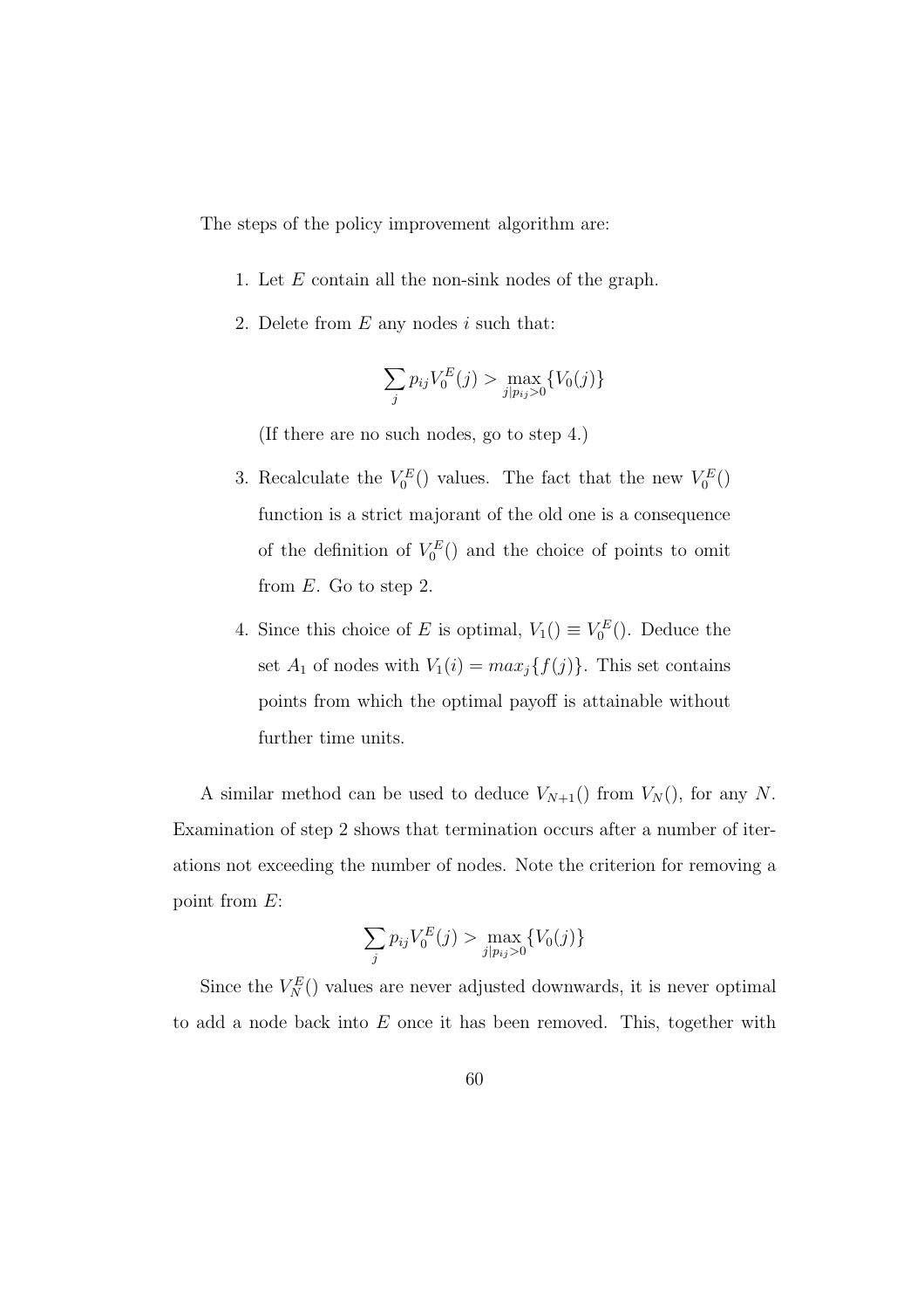The steps of the policy improvement algorithm are:

1. Let $E$ contain all the non-sink nodes of the graph.
2. Delete from $E$ any nodes $i$ such that:

   $$\sum_j p_{ij} V_0^E(j) > \max_{j|p_{ij}>0} \{V_0(j)\}$$

   (If there are no such nodes, go to step 4.)

3. Recalculate the $V_0^E()$ values. The fact that the new $V_0^E()$ function is a strict majorant of the old one is a consequence of the definition of $V_0^E()$ and the choice of points to omit from $E$. Go to step 2.
4. Since this choice of $E$ is optimal, $V_1() \equiv V_0^E()$. Deduce the set $A_1$ of nodes with $V_1(i) = max_j\{f(j)\}$. This set contains points from which the optimal payoff is attainable without further time units.

A similar method can be used to deduce $V_{N+1}()$ from $V_N()$, for any $N$. Examination of step 2 shows that termination occurs after a number of iterations not exceeding the number of nodes. Note the criterion for removing a point from $E$:

$$\sum_j p_{ij} V_0^E(j) > \max_{j|p_{ij}>0} \{V_0(j)\}$$

Since the $V_N^E()$ values are never adjusted downwards, it is never optimal to add a node back into $E$ once it has been removed. This, together with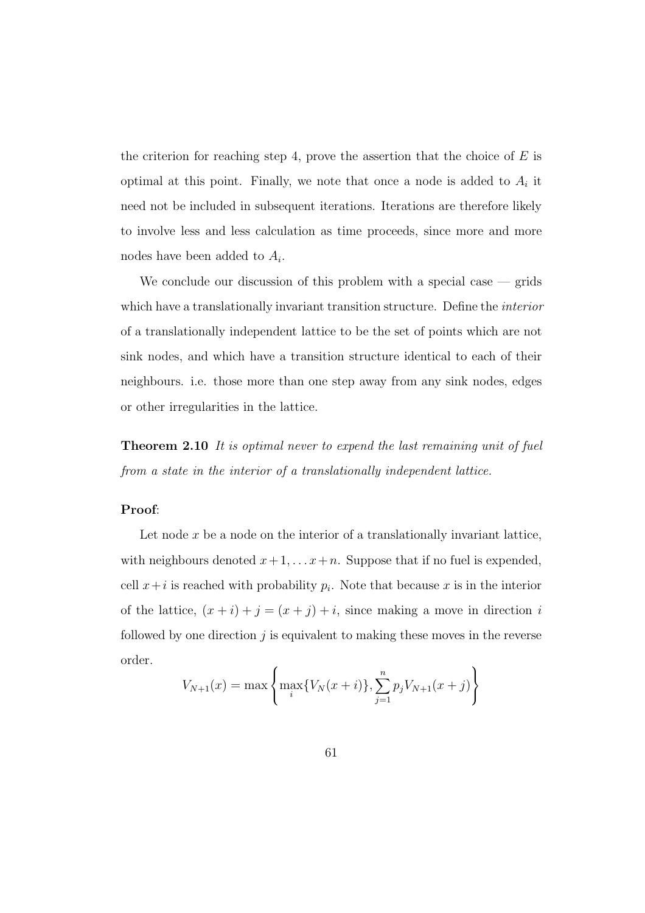the criterion for reaching step 4, prove the assertion that the choice of $E$ is optimal at this point. Finally, we note that once a node is added to $A_i$ it need not be included in subsequent iterations. Iterations are therefore likely to involve less and less calculation as time proceeds, since more and more nodes have been added to $A_i$.

We conclude our discussion of this problem with a special case — grids which have a translationally invariant transition structure. Define the *interior* of a translationally independent lattice to be the set of points which are not sink nodes, and which have a transition structure identical to each of their neighbours. i.e. those more than one step away from any sink nodes, edges or other irregularities in the lattice.

**Theorem 2.10** *It is optimal never to expend the last remaining unit of fuel from a state in the interior of a translationally independent lattice.*

**Proof**:

Let node $x$ be a node on the interior of a translationally invariant lattice, with neighbours denoted $x+1, \ldots x+n$. Suppose that if no fuel is expended, cell $x+i$ is reached with probability $p_i$. Note that because $x$ is in the interior of the lattice, $(x+i)+j = (x+j)+i$, since making a move in direction $i$ followed by one direction $j$ is equivalent to making these moves in the reverse order.

$$V_{N+1}(x) = \max\left\{ \max_i \{V_N(x+i)\}, \sum_{j=1}^{n} p_j V_{N+1}(x+j) \right\}$$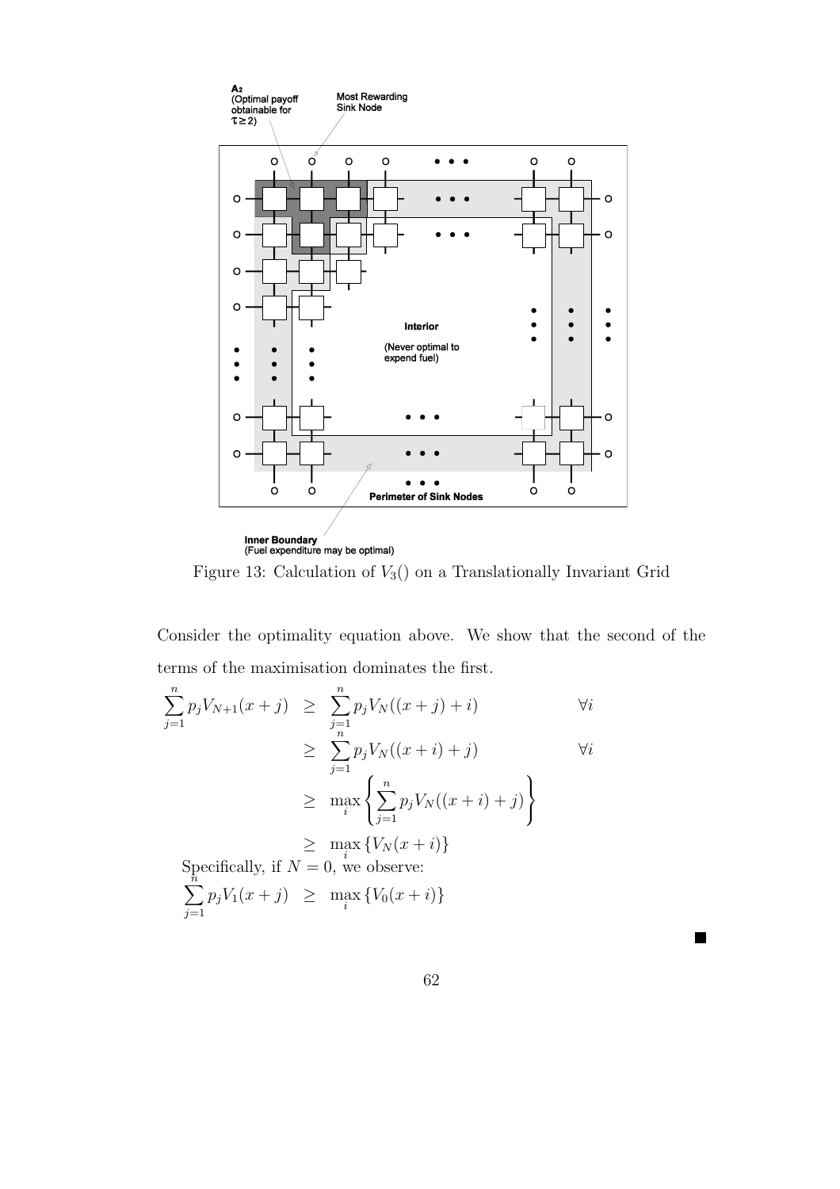Figure 13: Calculation of $V_3()$ on a Translationally Invariant Grid

Consider the optimality equation above. We show that the second of the terms of the maximisation dominates the first.

$$
\begin{aligned}
\sum_{j=1}^{n} p_j V_{N+1}(x+j) &\geq \sum_{j=1}^{n} p_j V_N((x+j)+i) && \forall i \\
&\geq \sum_{j=1}^{n} p_j V_N((x+i)+j) && \forall i \\
&\geq \max_i \left\{ \sum_{j=1}^{n} p_j V_N((x+i)+j) \right\} \\
&\geq \max_i \{V_N(x+i)\}
\end{aligned}
$$

Specifically, if $N=0$, we observe:

$$
\sum_{j=1}^{n} p_j V_1(x+j) \geq \max_i \{V_0(x+i)\}
$$

■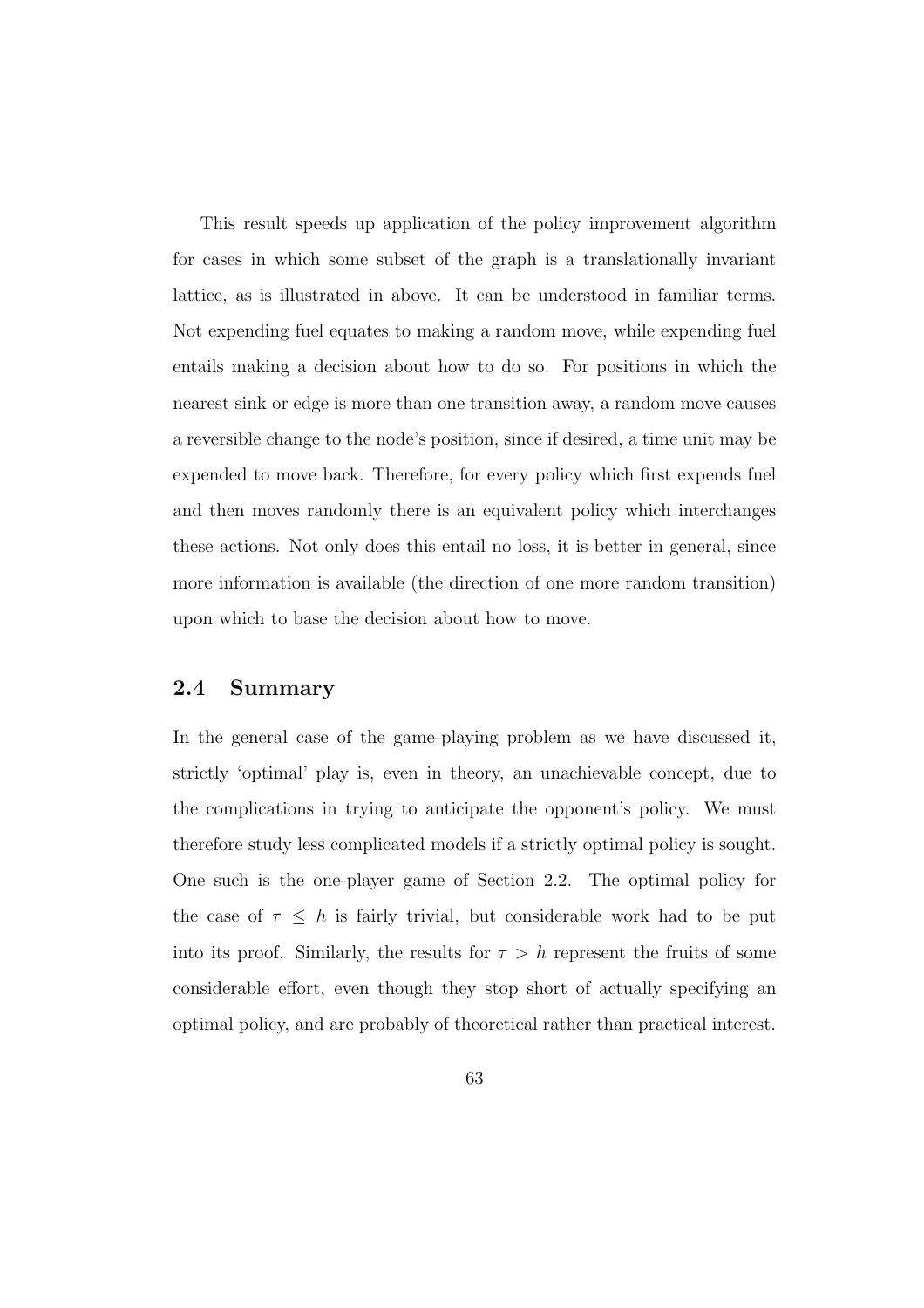This result speeds up application of the policy improvement algorithm for cases in which some subset of the graph is a translationally invariant lattice, as is illustrated in above. It can be understood in familiar terms. Not expending fuel equates to making a random move, while expending fuel entails making a decision about how to do so. For positions in which the nearest sink or edge is more than one transition away, a random move causes a reversible change to the node's position, since if desired, a time unit may be expended to move back. Therefore, for every policy which first expends fuel and then moves randomly there is an equivalent policy which interchanges these actions. Not only does this entail no loss, it is better in general, since more information is available (the direction of one more random transition) upon which to base the decision about how to move.

## 2.4 Summary

In the general case of the game-playing problem as we have discussed it, strictly 'optimal' play is, even in theory, an unachievable concept, due to the complications in trying to anticipate the opponent's policy. We must therefore study less complicated models if a strictly optimal policy is sought. One such is the one-player game of Section 2.2. The optimal policy for the case of $\tau \leq h$ is fairly trivial, but considerable work had to be put into its proof. Similarly, the results for $\tau > h$ represent the fruits of some considerable effort, even though they stop short of actually specifying an optimal policy, and are probably of theoretical rather than practical interest.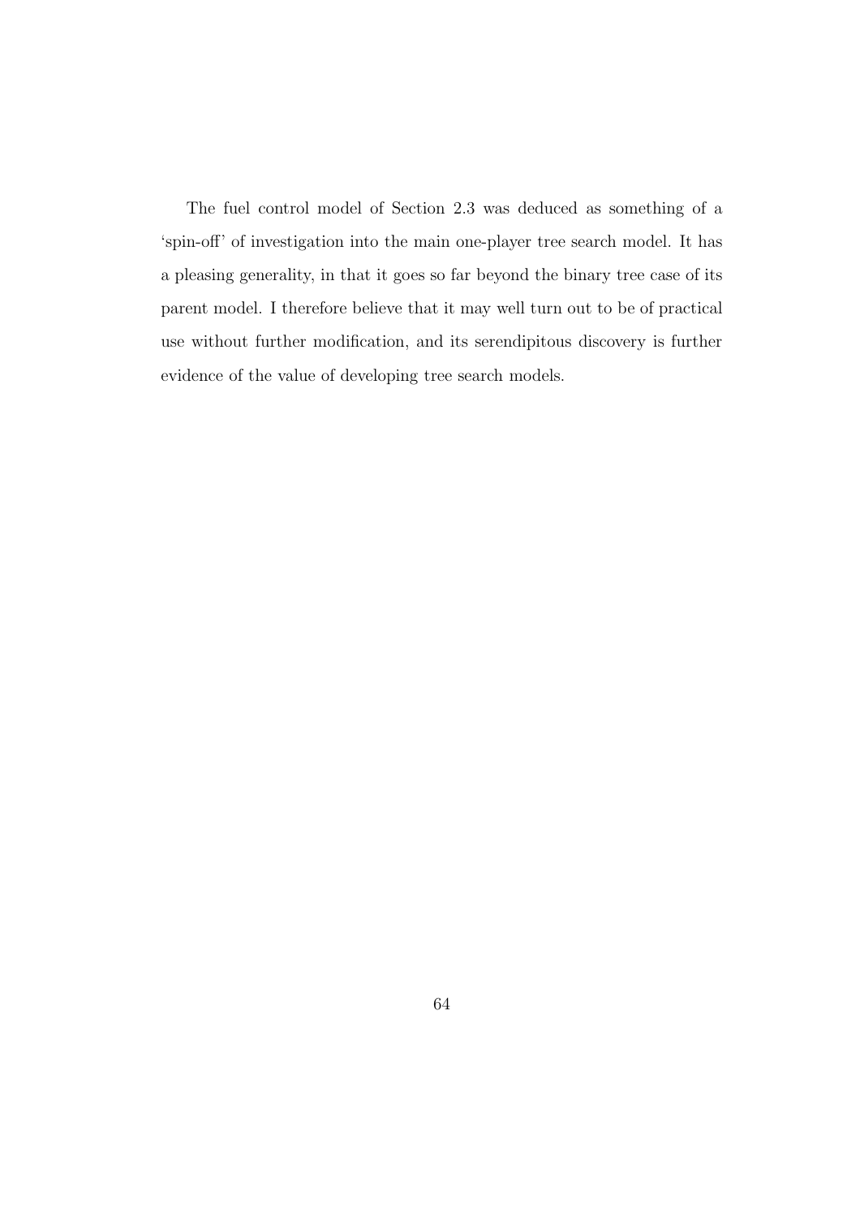The fuel control model of Section 2.3 was deduced as something of a 'spin-off' of investigation into the main one-player tree search model. It has a pleasing generality, in that it goes so far beyond the binary tree case of its parent model. I therefore believe that it may well turn out to be of practical use without further modification, and its serendipitous discovery is further evidence of the value of developing tree search models.